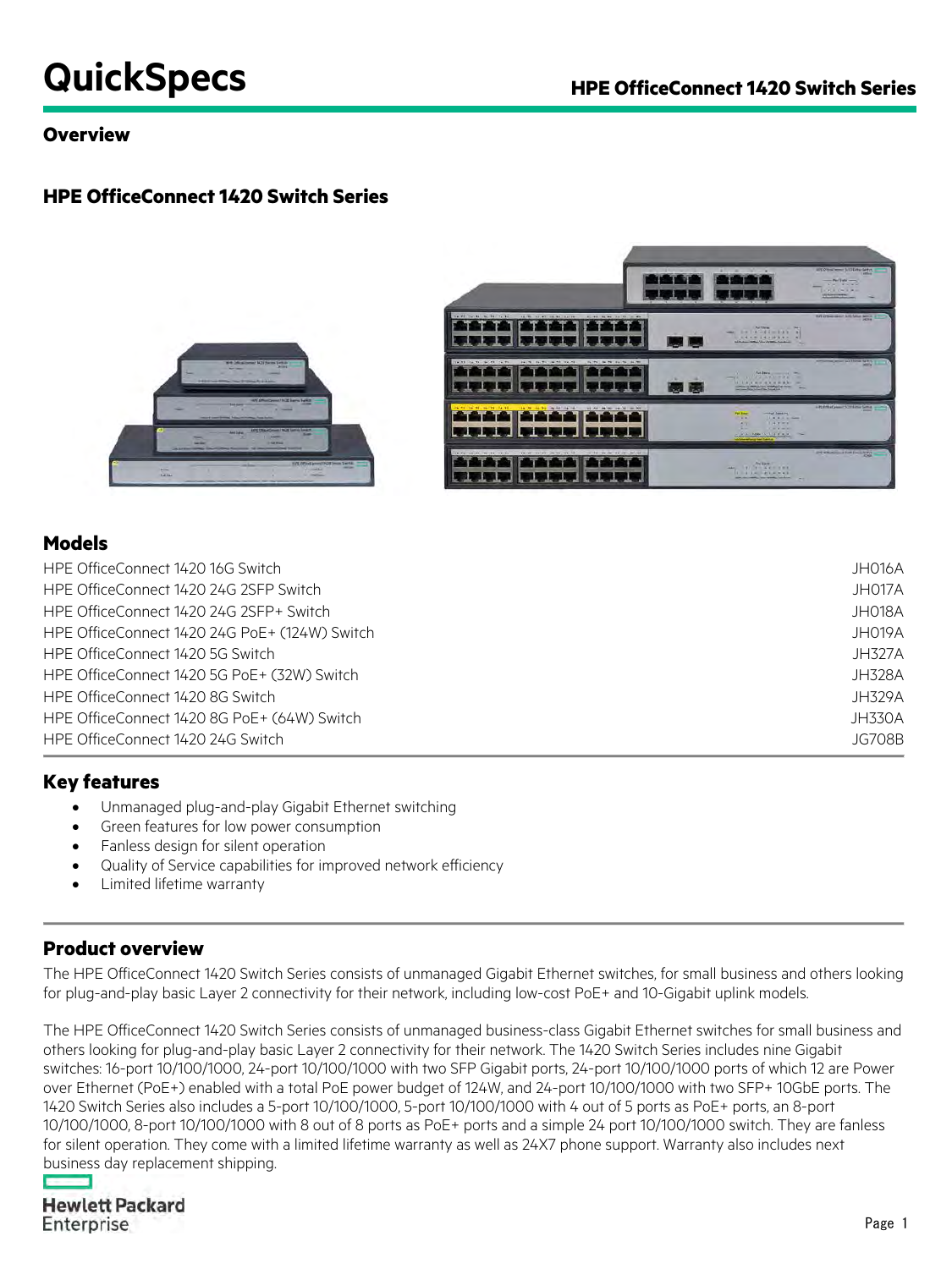# QuickSpecs

## Overview

## HPE OfficeConnect 1420 Switch Series

## Models

| Model | Part number |
| --- | --- |
| HPE OfficeConnect 1420 16G Switch | JH016A |
| HPE OfficeConnect 1420 24G 2SFP Switch | JH017A |
| HPE OfficeConnect 1420 24G 2SFP+ Switch | JH018A |
| HPE OfficeConnect 1420 24G PoE+ (124W) Switch | JH019A |
| HPE OfficeConnect 1420 5G Switch | JH327A |
| HPE OfficeConnect 1420 5G PoE+ (32W) Switch | JH328A |
| HPE OfficeConnect 1420 8G Switch | JH329A |
| HPE OfficeConnect 1420 8G PoE+ (64W) Switch | JH330A |
| HPE OfficeConnect 1420 24G Switch | JG708B |

## Key features

- Unmanaged plug-and-play Gigabit Ethernet switching
- Green features for low power consumption
- Fanless design for silent operation
- Quality of Service capabilities for improved network efficiency
- Limited lifetime warranty

## Product overview

The HPE OfficeConnect 1420 Switch Series consists of unmanaged Gigabit Ethernet switches, for small business and others looking for plug-and-play basic Layer 2 connectivity for their network, including low-cost PoE+ and 10-Gigabit uplink models.

The HPE OfficeConnect 1420 Switch Series consists of unmanaged business-class Gigabit Ethernet switches for small business and others looking for plug-and-play basic Layer 2 connectivity for their network. The 1420 Switch Series includes nine Gigabit switches: 16-port 10/100/1000, 24-port 10/100/1000 with two SFP Gigabit ports, 24-port 10/100/1000 ports of which 12 are Power over Ethernet (PoE+) enabled with a total PoE power budget of 124W, and 24-port 10/100/1000 with two SFP+ 10GbE ports. The 1420 Switch Series also includes a 5-port 10/100/1000, 5-port 10/100/1000 with 4 out of 5 ports as PoE+ ports, an 8-port 10/100/1000, 8-port 10/100/1000 with 8 out of 8 ports as PoE+ ports and a simple 24 port 10/100/1000 switch. They are fanless for silent operation. They come with a limited lifetime warranty as well as 24X7 phone support. Warranty also includes next business day replacement shipping.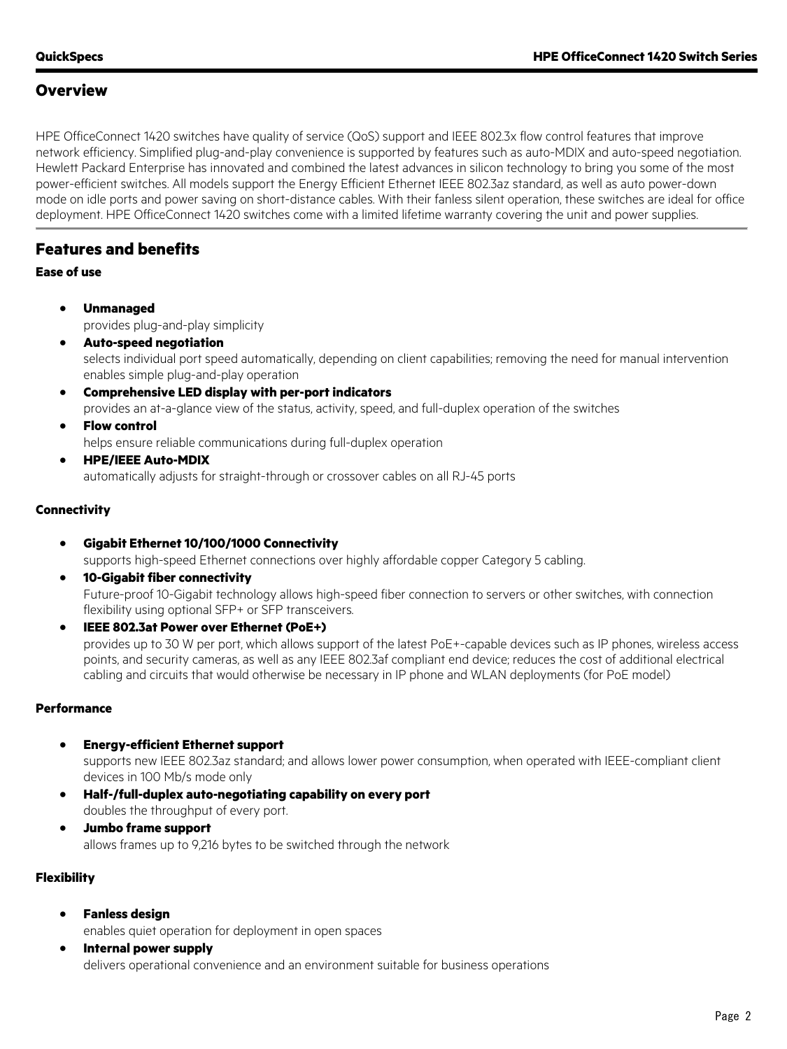## Overview

HPE OfficeConnect 1420 switches have quality of service (QoS) support and IEEE 802.3x flow control features that improve network efficiency. Simplified plug-and-play convenience is supported by features such as auto-MDIX and auto-speed negotiation. Hewlett Packard Enterprise has innovated and combined the latest advances in silicon technology to bring you some of the most power-efficient switches. All models support the Energy Efficient Ethernet IEEE 802.3az standard, as well as auto power-down mode on idle ports and power saving on short-distance cables. With their fanless silent operation, these switches are ideal for office deployment. HPE OfficeConnect 1420 switches come with a limited lifetime warranty covering the unit and power supplies.

## Features and benefits

### Ease of use

- **Unmanaged**
  provides plug-and-play simplicity
- **Auto-speed negotiation**
  selects individual port speed automatically, depending on client capabilities; removing the need for manual intervention enables simple plug-and-play operation
- **Comprehensive LED display with per-port indicators**
  provides an at-a-glance view of the status, activity, speed, and full-duplex operation of the switches
- **Flow control**
  helps ensure reliable communications during full-duplex operation
- **HPE/IEEE Auto-MDIX**
  automatically adjusts for straight-through or crossover cables on all RJ-45 ports

### Connectivity

- **Gigabit Ethernet 10/100/1000 Connectivity**
  supports high-speed Ethernet connections over highly affordable copper Category 5 cabling.
- **10-Gigabit fiber connectivity**
  Future-proof 10-Gigabit technology allows high-speed fiber connection to servers or other switches, with connection flexibility using optional SFP+ or SFP transceivers.
- **IEEE 802.3at Power over Ethernet (PoE+)**
  provides up to 30 W per port, which allows support of the latest PoE+-capable devices such as IP phones, wireless access points, and security cameras, as well as any IEEE 802.3af compliant end device; reduces the cost of additional electrical cabling and circuits that would otherwise be necessary in IP phone and WLAN deployments (for PoE model)

### Performance

- **Energy-efficient Ethernet support**
  supports new IEEE 802.3az standard; and allows lower power consumption, when operated with IEEE-compliant client devices in 100 Mb/s mode only
- **Half-/full-duplex auto-negotiating capability on every port**
  doubles the throughput of every port.
- **Jumbo frame support**
  allows frames up to 9,216 bytes to be switched through the network

### Flexibility

- **Fanless design**
  enables quiet operation for deployment in open spaces
- **Internal power supply**
  delivers operational convenience and an environment suitable for business operations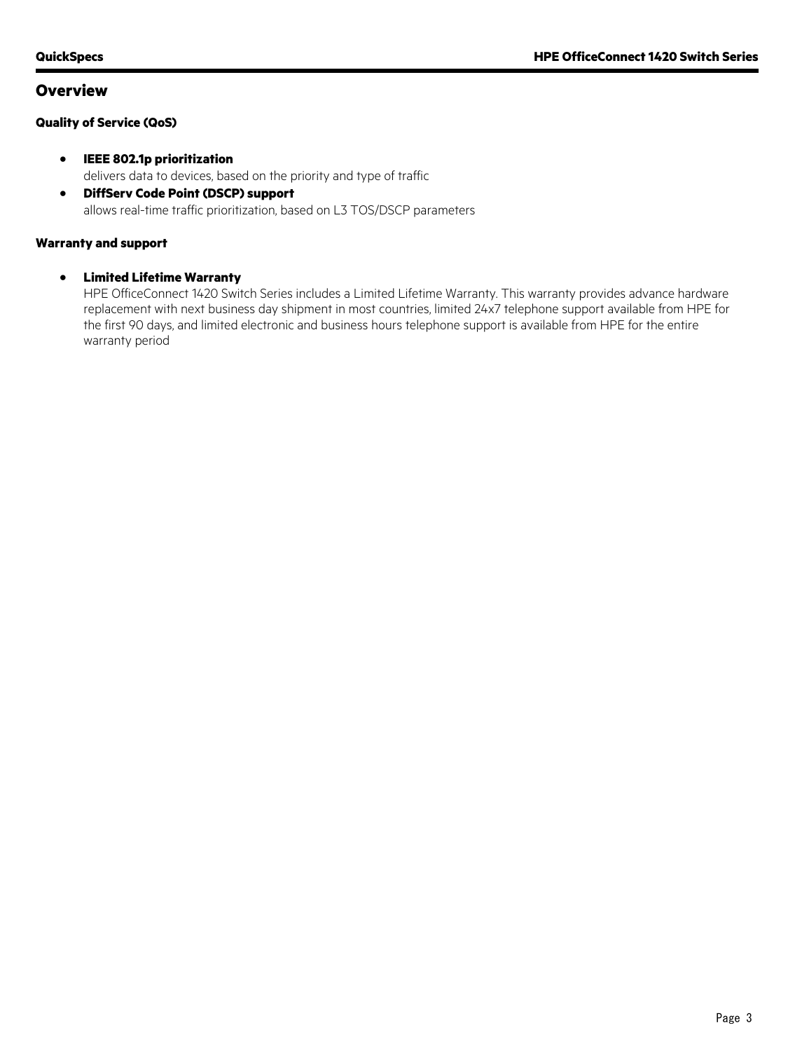## Overview

### Quality of Service (QoS)

- **IEEE 802.1p prioritization**
  delivers data to devices, based on the priority and type of traffic
- **DiffServ Code Point (DSCP) support**
  allows real-time traffic prioritization, based on L3 TOS/DSCP parameters

### Warranty and support

- **Limited Lifetime Warranty**
  HPE OfficeConnect 1420 Switch Series includes a Limited Lifetime Warranty. This warranty provides advance hardware replacement with next business day shipment in most countries, limited 24x7 telephone support available from HPE for the first 90 days, and limited electronic and business hours telephone support is available from HPE for the entire warranty period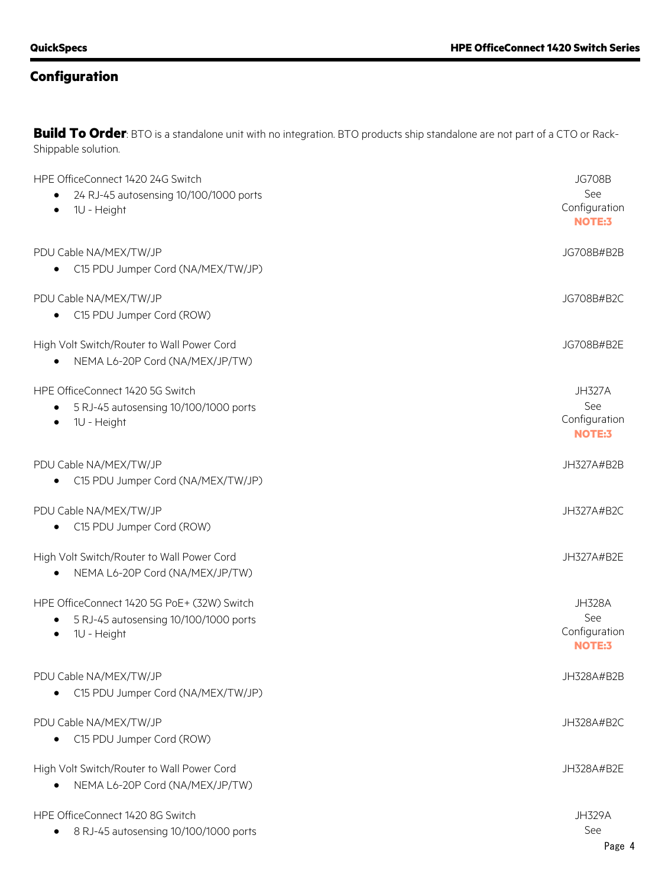## Configuration

**Build To Order**: BTO is a standalone unit with no integration. BTO products ship standalone are not part of a CTO or Rack-Shippable solution.

| | |
|---|---|
| HPE OfficeConnect 1420 24G Switch<br>• 24 RJ-45 autosensing 10/100/1000 ports<br>• 1U - Height | JG708B<br>See Configuration<br>**NOTE:3** |
| PDU Cable NA/MEX/TW/JP<br>• C15 PDU Jumper Cord (NA/MEX/TW/JP) | JG708B#B2B |
| PDU Cable NA/MEX/TW/JP<br>• C15 PDU Jumper Cord (ROW) | JG708B#B2C |
| High Volt Switch/Router to Wall Power Cord<br>• NEMA L6-20P Cord (NA/MEX/JP/TW) | JG708B#B2E |
| HPE OfficeConnect 1420 5G Switch<br>• 5 RJ-45 autosensing 10/100/1000 ports<br>• 1U - Height | JH327A<br>See Configuration<br>**NOTE:3** |
| PDU Cable NA/MEX/TW/JP<br>• C15 PDU Jumper Cord (NA/MEX/TW/JP) | JH327A#B2B |
| PDU Cable NA/MEX/TW/JP<br>• C15 PDU Jumper Cord (ROW) | JH327A#B2C |
| High Volt Switch/Router to Wall Power Cord<br>• NEMA L6-20P Cord (NA/MEX/JP/TW) | JH327A#B2E |
| HPE OfficeConnect 1420 5G PoE+ (32W) Switch<br>• 5 RJ-45 autosensing 10/100/1000 ports<br>• 1U - Height | JH328A<br>See Configuration<br>**NOTE:3** |
| PDU Cable NA/MEX/TW/JP<br>• C15 PDU Jumper Cord (NA/MEX/TW/JP) | JH328A#B2B |
| PDU Cable NA/MEX/TW/JP<br>• C15 PDU Jumper Cord (ROW) | JH328A#B2C |
| High Volt Switch/Router to Wall Power Cord<br>• NEMA L6-20P Cord (NA/MEX/JP/TW) | JH328A#B2E |
| HPE OfficeConnect 1420 8G Switch<br>• 8 RJ-45 autosensing 10/100/1000 ports | JH329A<br>See |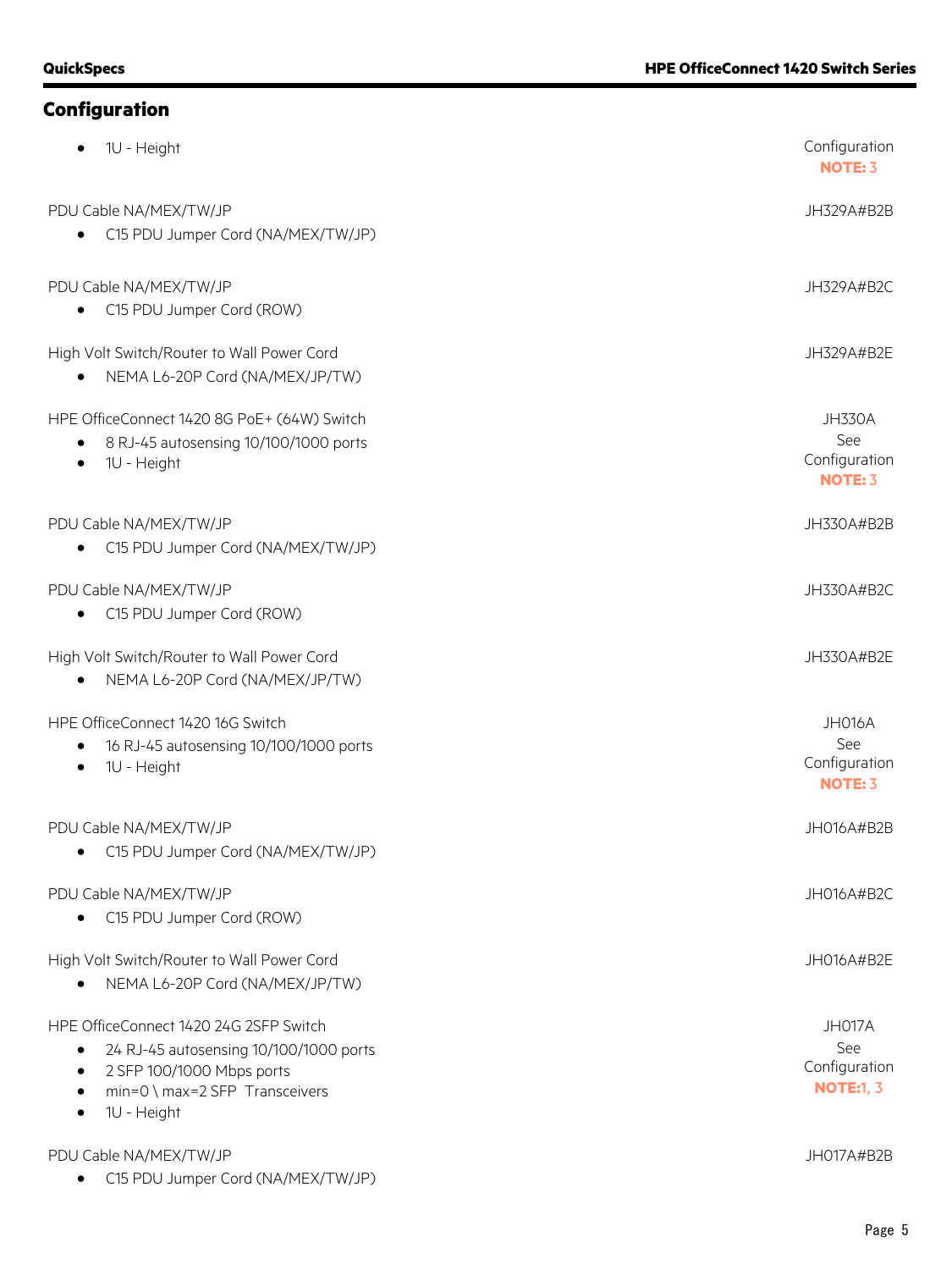## Configuration

- 1U - Height

Configuration
**NOTE:** 3

PDU Cable NA/MEX/TW/JP — JH329A#B2B
- C15 PDU Jumper Cord (NA/MEX/TW/JP)

PDU Cable NA/MEX/TW/JP — JH329A#B2C
- C15 PDU Jumper Cord (ROW)

High Volt Switch/Router to Wall Power Cord — JH329A#B2E
- NEMA L6-20P Cord (NA/MEX/JP/TW)

HPE OfficeConnect 1420 8G PoE+ (64W) Switch — JH330A See Configuration **NOTE:** 3
- 8 RJ-45 autosensing 10/100/1000 ports
- 1U - Height

PDU Cable NA/MEX/TW/JP — JH330A#B2B
- C15 PDU Jumper Cord (NA/MEX/TW/JP)

PDU Cable NA/MEX/TW/JP — JH330A#B2C
- C15 PDU Jumper Cord (ROW)

High Volt Switch/Router to Wall Power Cord — JH330A#B2E
- NEMA L6-20P Cord (NA/MEX/JP/TW)

HPE OfficeConnect 1420 16G Switch — JH016A See Configuration **NOTE:** 3
- 16 RJ-45 autosensing 10/100/1000 ports
- 1U - Height

PDU Cable NA/MEX/TW/JP — JH016A#B2B
- C15 PDU Jumper Cord (NA/MEX/TW/JP)

PDU Cable NA/MEX/TW/JP — JH016A#B2C
- C15 PDU Jumper Cord (ROW)

High Volt Switch/Router to Wall Power Cord — JH016A#B2E
- NEMA L6-20P Cord (NA/MEX/JP/TW)

HPE OfficeConnect 1420 24G 2SFP Switch — JH017A See Configuration **NOTE:** 1, 3
- 24 RJ-45 autosensing 10/100/1000 ports
- 2 SFP 100/1000 Mbps ports
- min=0 \ max=2 SFP Transceivers
- 1U - Height

PDU Cable NA/MEX/TW/JP — JH017A#B2B
- C15 PDU Jumper Cord (NA/MEX/TW/JP)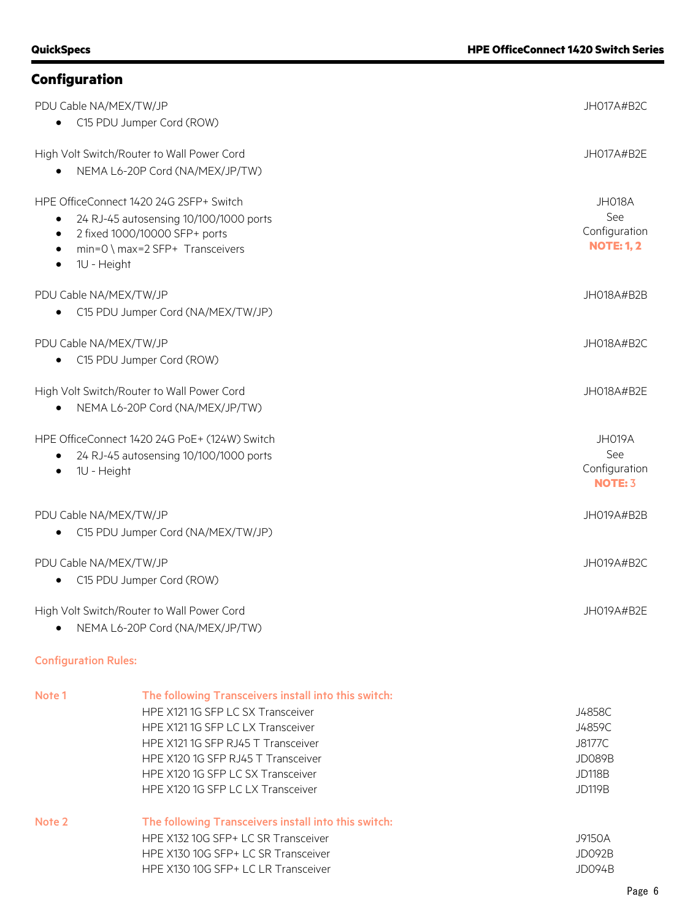## Configuration

| | |
|---|---|
| PDU Cable NA/MEX/TW/JP<br>• C15 PDU Jumper Cord (ROW) | JH017A#B2C |
| High Volt Switch/Router to Wall Power Cord<br>• NEMA L6-20P Cord (NA/MEX/JP/TW) | JH017A#B2E |
| HPE OfficeConnect 1420 24G 2SFP+ Switch<br>• 24 RJ-45 autosensing 10/100/1000 ports<br>• 2 fixed 1000/10000 SFP+ ports<br>• min=0 \ max=2 SFP+ Transceivers<br>• 1U - Height | JH018A<br>See Configuration<br>**NOTE: 1, 2** |
| PDU Cable NA/MEX/TW/JP<br>• C15 PDU Jumper Cord (NA/MEX/TW/JP) | JH018A#B2B |
| PDU Cable NA/MEX/TW/JP<br>• C15 PDU Jumper Cord (ROW) | JH018A#B2C |
| High Volt Switch/Router to Wall Power Cord<br>• NEMA L6-20P Cord (NA/MEX/JP/TW) | JH018A#B2E |
| HPE OfficeConnect 1420 24G PoE+ (124W) Switch<br>• 24 RJ-45 autosensing 10/100/1000 ports<br>• 1U - Height | JH019A<br>See Configuration<br>**NOTE: 3** |
| PDU Cable NA/MEX/TW/JP<br>• C15 PDU Jumper Cord (NA/MEX/TW/JP) | JH019A#B2B |
| PDU Cable NA/MEX/TW/JP<br>• C15 PDU Jumper Cord (ROW) | JH019A#B2C |
| High Volt Switch/Router to Wall Power Cord<br>• NEMA L6-20P Cord (NA/MEX/JP/TW) | JH019A#B2E |

**Configuration Rules:**

**Note 1** — **The following Transceivers install into this switch:**

| | |
|---|---|
| HPE X121 1G SFP LC SX Transceiver | J4858C |
| HPE X121 1G SFP LC LX Transceiver | J4859C |
| HPE X121 1G SFP RJ45 T Transceiver | J8177C |
| HPE X120 1G SFP RJ45 T Transceiver | JD089B |
| HPE X120 1G SFP LC SX Transceiver | JD118B |
| HPE X120 1G SFP LC LX Transceiver | JD119B |

**Note 2** — **The following Transceivers install into this switch:**

| | |
|---|---|
| HPE X132 10G SFP+ LC SR Transceiver | J9150A |
| HPE X130 10G SFP+ LC SR Transceiver | JD092B |
| HPE X130 10G SFP+ LC LR Transceiver | JD094B |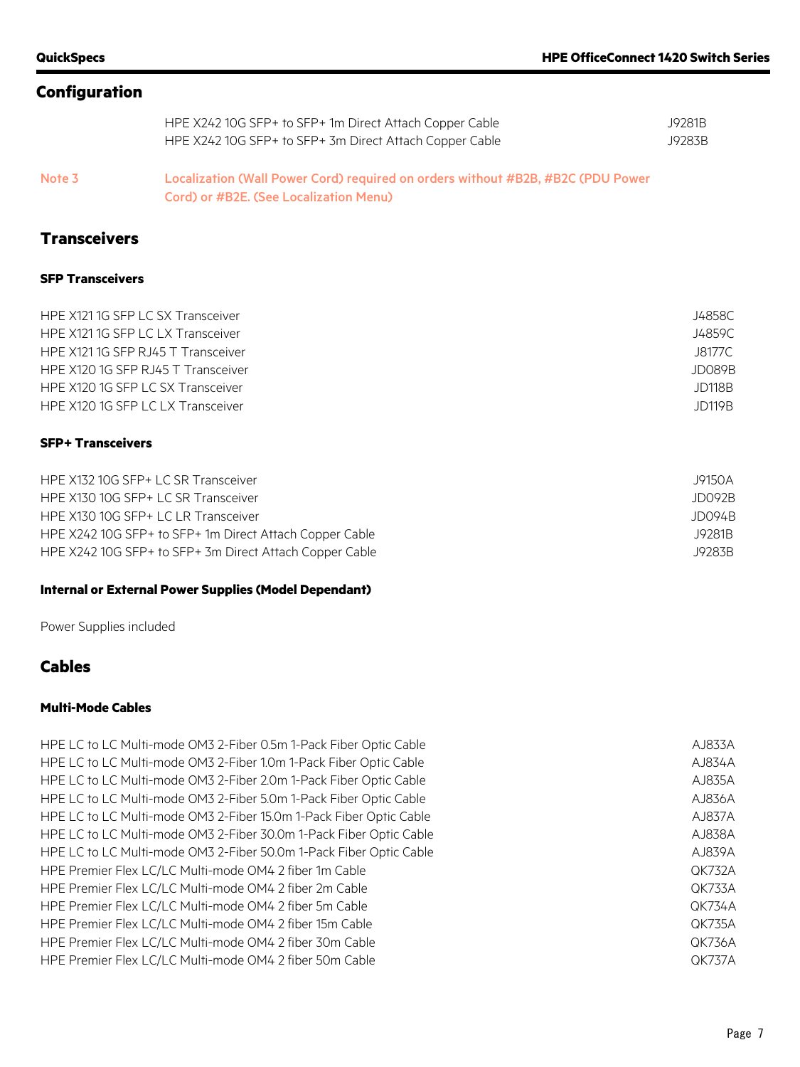## Configuration

| | |
|---|---|
| HPE X242 10G SFP+ to SFP+ 1m Direct Attach Copper Cable | J9281B |
| HPE X242 10G SFP+ to SFP+ 3m Direct Attach Copper Cable | J9283B |

**Note 3** Localization (Wall Power Cord) required on orders without #B2B, #B2C (PDU Power Cord) or #B2E. (See Localization Menu)

## Transceivers

### SFP Transceivers

| | |
|---|---|
| HPE X121 1G SFP LC SX Transceiver | J4858C |
| HPE X121 1G SFP LC LX Transceiver | J4859C |
| HPE X121 1G SFP RJ45 T Transceiver | J8177C |
| HPE X120 1G SFP RJ45 T Transceiver | JD089B |
| HPE X120 1G SFP LC SX Transceiver | JD118B |
| HPE X120 1G SFP LC LX Transceiver | JD119B |

### SFP+ Transceivers

| | |
|---|---|
| HPE X132 10G SFP+ LC SR Transceiver | J9150A |
| HPE X130 10G SFP+ LC SR Transceiver | JD092B |
| HPE X130 10G SFP+ LC LR Transceiver | JD094B |
| HPE X242 10G SFP+ to SFP+ 1m Direct Attach Copper Cable | J9281B |
| HPE X242 10G SFP+ to SFP+ 3m Direct Attach Copper Cable | J9283B |

### Internal or External Power Supplies (Model Dependant)

Power Supplies included

## Cables

### Multi-Mode Cables

| | |
|---|---|
| HPE LC to LC Multi-mode OM3 2-Fiber 0.5m 1-Pack Fiber Optic Cable | AJ833A |
| HPE LC to LC Multi-mode OM3 2-Fiber 1.0m 1-Pack Fiber Optic Cable | AJ834A |
| HPE LC to LC Multi-mode OM3 2-Fiber 2.0m 1-Pack Fiber Optic Cable | AJ835A |
| HPE LC to LC Multi-mode OM3 2-Fiber 5.0m 1-Pack Fiber Optic Cable | AJ836A |
| HPE LC to LC Multi-mode OM3 2-Fiber 15.0m 1-Pack Fiber Optic Cable | AJ837A |
| HPE LC to LC Multi-mode OM3 2-Fiber 30.0m 1-Pack Fiber Optic Cable | AJ838A |
| HPE LC to LC Multi-mode OM3 2-Fiber 50.0m 1-Pack Fiber Optic Cable | AJ839A |
| HPE Premier Flex LC/LC Multi-mode OM4 2 fiber 1m Cable | QK732A |
| HPE Premier Flex LC/LC Multi-mode OM4 2 fiber 2m Cable | QK733A |
| HPE Premier Flex LC/LC Multi-mode OM4 2 fiber 5m Cable | QK734A |
| HPE Premier Flex LC/LC Multi-mode OM4 2 fiber 15m Cable | QK735A |
| HPE Premier Flex LC/LC Multi-mode OM4 2 fiber 30m Cable | QK736A |
| HPE Premier Flex LC/LC Multi-mode OM4 2 fiber 50m Cable | QK737A |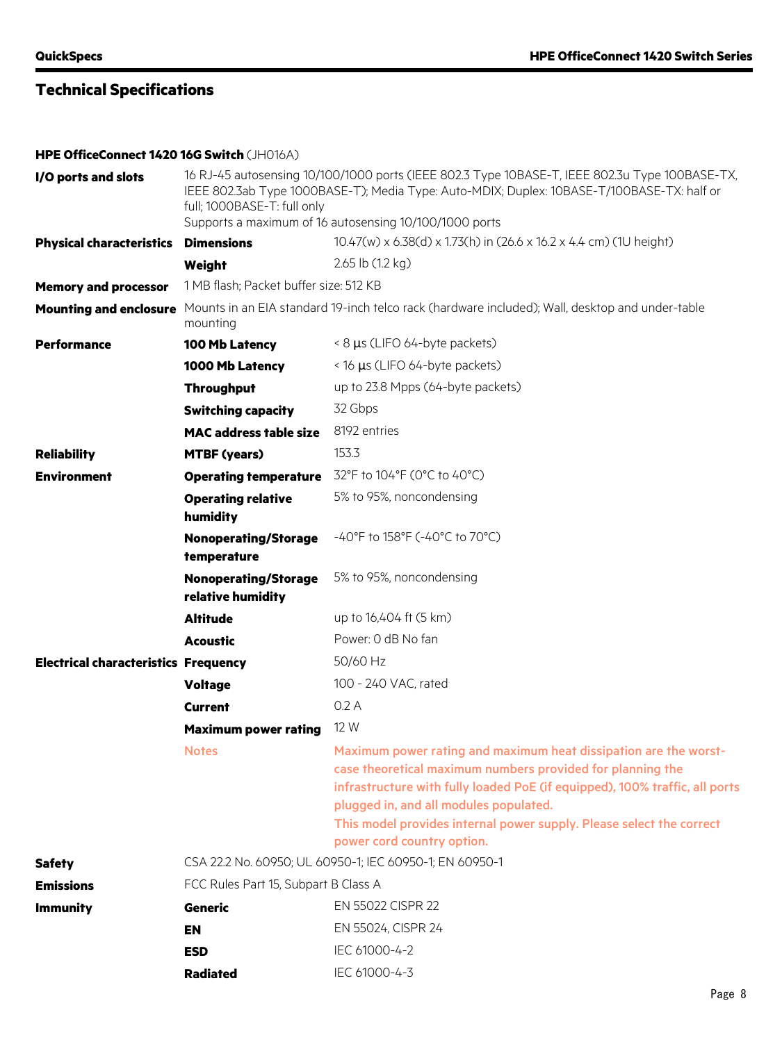## Technical Specifications

**HPE OfficeConnect 1420 16G Switch** (JH016A)

| | | |
|---|---|---|
| **I/O ports and slots** | 16 RJ-45 autosensing 10/100/1000 ports (IEEE 802.3 Type 10BASE-T, IEEE 802.3u Type 100BASE-TX, IEEE 802.3ab Type 1000BASE-T); Media Type: Auto-MDIX; Duplex: 10BASE-T/100BASE-TX: half or full; 1000BASE-T: full only<br>Supports a maximum of 16 autosensing 10/100/1000 ports | |
| **Physical characteristics** | **Dimensions** | 10.47(w) x 6.38(d) x 1.73(h) in (26.6 x 16.2 x 4.4 cm) (1U height) |
| | **Weight** | 2.65 lb (1.2 kg) |
| **Memory and processor** | 1 MB flash; Packet buffer size: 512 KB | |
| **Mounting and enclosure** | Mounts in an EIA standard 19-inch telco rack (hardware included); Wall, desktop and under-table mounting | |
| **Performance** | **100 Mb Latency** | < 8 µs (LIFO 64-byte packets) |
| | **1000 Mb Latency** | < 16 µs (LIFO 64-byte packets) |
| | **Throughput** | up to 23.8 Mpps (64-byte packets) |
| | **Switching capacity** | 32 Gbps |
| | **MAC address table size** | 8192 entries |
| **Reliability** | **MTBF (years)** | 153.3 |
| **Environment** | **Operating temperature** | 32°F to 104°F (0°C to 40°C) |
| | **Operating relative humidity** | 5% to 95%, noncondensing |
| | **Nonoperating/Storage temperature** | -40°F to 158°F (-40°C to 70°C) |
| | **Nonoperating/Storage relative humidity** | 5% to 95%, noncondensing |
| | **Altitude** | up to 16,404 ft (5 km) |
| | **Acoustic** | Power: 0 dB No fan |
| **Electrical characteristics** | **Frequency** | 50/60 Hz |
| | **Voltage** | 100 - 240 VAC, rated |
| | **Current** | 0.2 A |
| | **Maximum power rating** | 12 W |
| | Notes | Maximum power rating and maximum heat dissipation are the worst-case theoretical maximum numbers provided for planning the infrastructure with fully loaded PoE (if equipped), 100% traffic, all ports plugged in, and all modules populated.<br>This model provides internal power supply. Please select the correct power cord country option. |
| **Safety** | CSA 22.2 No. 60950; UL 60950-1; IEC 60950-1; EN 60950-1 | |
| **Emissions** | FCC Rules Part 15, Subpart B Class A | |
| **Immunity** | **Generic** | EN 55022 CISPR 22 |
| | **EN** | EN 55024, CISPR 24 |
| | **ESD** | IEC 61000-4-2 |
| | **Radiated** | IEC 61000-4-3 |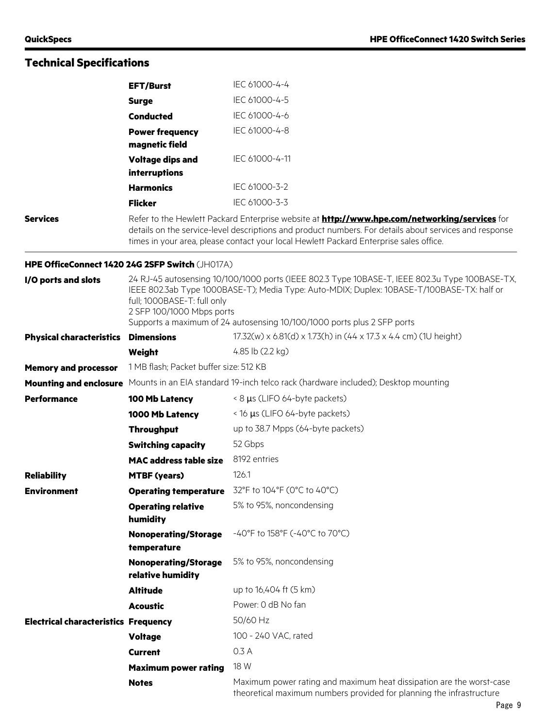## Technical Specifications

| | | |
|---|---|---|
| | **EFT/Burst** | IEC 61000-4-4 |
| | **Surge** | IEC 61000-4-5 |
| | **Conducted** | IEC 61000-4-6 |
| | **Power frequency magnetic field** | IEC 61000-4-8 |
| | **Voltage dips and interruptions** | IEC 61000-4-11 |
| | **Harmonics** | IEC 61000-3-2 |
| | **Flicker** | IEC 61000-3-3 |
| **Services** | Refer to the Hewlett Packard Enterprise website at **http://www.hpe.com/networking/services** for details on the service-level descriptions and product numbers. For details about services and response times in your area, please contact your local Hewlett Packard Enterprise sales office. | |

### HPE OfficeConnect 1420 24G 2SFP Switch (JH017A)

| | | |
|---|---|---|
| **I/O ports and slots** | 24 RJ-45 autosensing 10/100/1000 ports (IEEE 802.3 Type 10BASE-T, IEEE 802.3u Type 100BASE-TX, IEEE 802.3ab Type 1000BASE-T); Media Type: Auto-MDIX; Duplex: 10BASE-T/100BASE-TX: half or full; 1000BASE-T: full only<br>2 SFP 100/1000 Mbps ports<br>Supports a maximum of 24 autosensing 10/100/1000 ports plus 2 SFP ports | |
| **Physical characteristics** | **Dimensions** | 17.32(w) x 6.81(d) x 1.73(h) in (44 x 17.3 x 4.4 cm) (1U height) |
| | **Weight** | 4.85 lb (2.2 kg) |
| **Memory and processor** | 1 MB flash; Packet buffer size: 512 KB | |
| **Mounting and enclosure** | Mounts in an EIA standard 19-inch telco rack (hardware included); Desktop mounting | |
| **Performance** | **100 Mb Latency** | < 8 µs (LIFO 64-byte packets) |
| | **1000 Mb Latency** | < 16 µs (LIFO 64-byte packets) |
| | **Throughput** | up to 38.7 Mpps (64-byte packets) |
| | **Switching capacity** | 52 Gbps |
| | **MAC address table size** | 8192 entries |
| **Reliability** | **MTBF (years)** | 126.1 |
| **Environment** | **Operating temperature** | 32°F to 104°F (0°C to 40°C) |
| | **Operating relative humidity** | 5% to 95%, noncondensing |
| | **Nonoperating/Storage temperature** | -40°F to 158°F (-40°C to 70°C) |
| | **Nonoperating/Storage relative humidity** | 5% to 95%, noncondensing |
| | **Altitude** | up to 16,404 ft (5 km) |
| | **Acoustic** | Power: 0 dB No fan |
| **Electrical characteristics** | **Frequency** | 50/60 Hz |
| | **Voltage** | 100 - 240 VAC, rated |
| | **Current** | 0.3 A |
| | **Maximum power rating** | 18 W |
| | **Notes** | Maximum power rating and maximum heat dissipation are the worst-case theoretical maximum numbers provided for planning the infrastructure |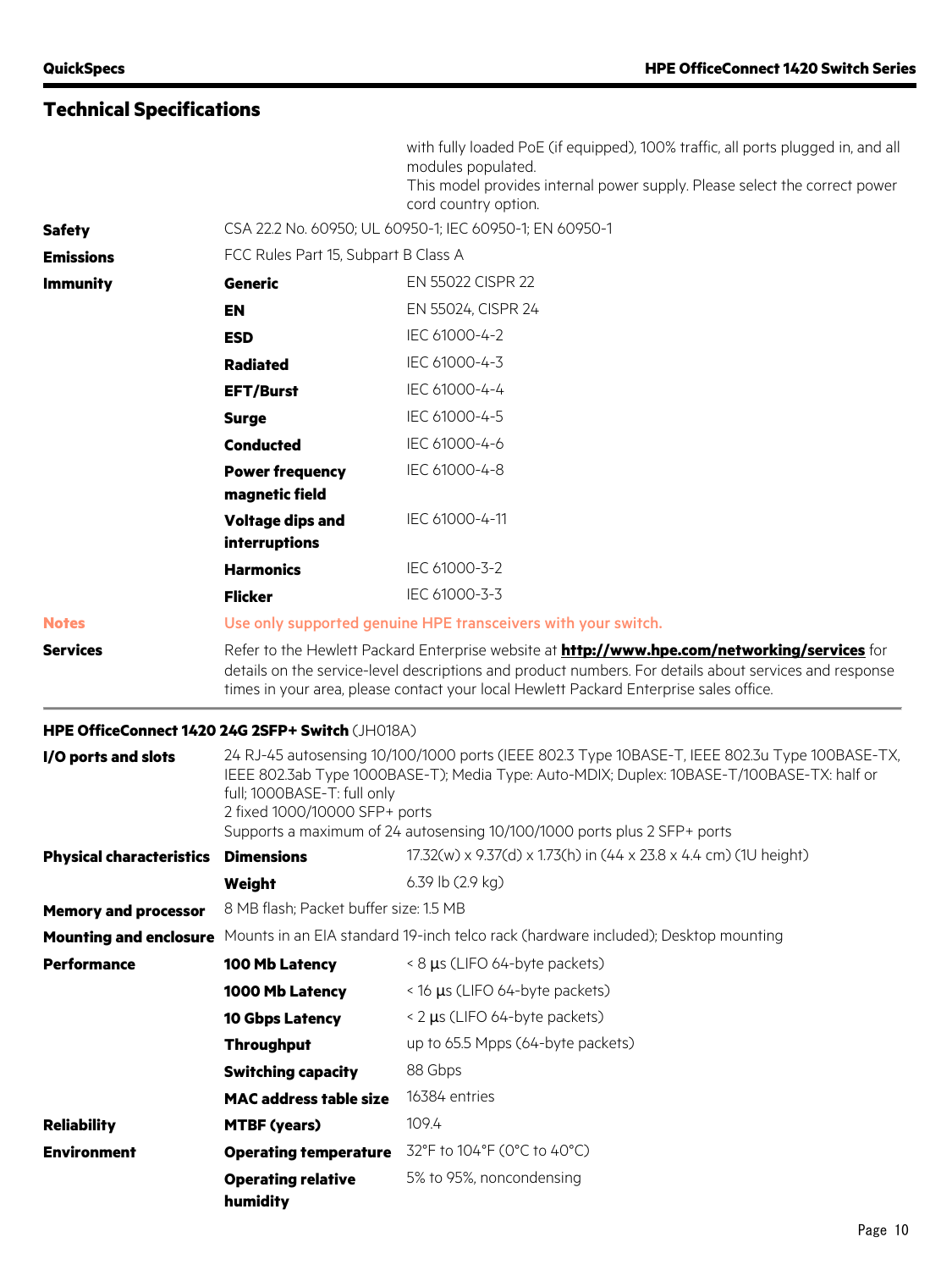## Technical Specifications

| | | |
|---|---|---|
| | | with fully loaded PoE (if equipped), 100% traffic, all ports plugged in, and all modules populated. This model provides internal power supply. Please select the correct power cord country option. |
| **Safety** | CSA 22.2 No. 60950; UL 60950-1; IEC 60950-1; EN 60950-1 | |
| **Emissions** | FCC Rules Part 15, Subpart B Class A | |
| **Immunity** | **Generic** | EN 55022 CISPR 22 |
| | **EN** | EN 55024, CISPR 24 |
| | **ESD** | IEC 61000-4-2 |
| | **Radiated** | IEC 61000-4-3 |
| | **EFT/Burst** | IEC 61000-4-4 |
| | **Surge** | IEC 61000-4-5 |
| | **Conducted** | IEC 61000-4-6 |
| | **Power frequency magnetic field** | IEC 61000-4-8 |
| | **Voltage dips and interruptions** | IEC 61000-4-11 |
| | **Harmonics** | IEC 61000-3-2 |
| | **Flicker** | IEC 61000-3-3 |
| **Notes** | Use only supported genuine HPE transceivers with your switch. | |
| **Services** | Refer to the Hewlett Packard Enterprise website at **http://www.hpe.com/networking/services** for details on the service-level descriptions and product numbers. For details about services and response times in your area, please contact your local Hewlett Packard Enterprise sales office. | |

### HPE OfficeConnect 1420 24G 2SFP+ Switch (JH018A)

| | | |
|---|---|---|
| **I/O ports and slots** | 24 RJ-45 autosensing 10/100/1000 ports (IEEE 802.3 Type 10BASE-T, IEEE 802.3u Type 100BASE-TX, IEEE 802.3ab Type 1000BASE-T); Media Type: Auto-MDIX; Duplex: 10BASE-T/100BASE-TX: half or full; 1000BASE-T: full only<br>2 fixed 1000/10000 SFP+ ports<br>Supports a maximum of 24 autosensing 10/100/1000 ports plus 2 SFP+ ports | |
| **Physical characteristics** | **Dimensions** | 17.32(w) x 9.37(d) x 1.73(h) in (44 x 23.8 x 4.4 cm) (1U height) |
| | **Weight** | 6.39 lb (2.9 kg) |
| **Memory and processor** | 8 MB flash; Packet buffer size: 1.5 MB | |
| **Mounting and enclosure** | Mounts in an EIA standard 19-inch telco rack (hardware included); Desktop mounting | |
| **Performance** | **100 Mb Latency** | < 8 µs (LIFO 64-byte packets) |
| | **1000 Mb Latency** | < 16 µs (LIFO 64-byte packets) |
| | **10 Gbps Latency** | < 2 µs (LIFO 64-byte packets) |
| | **Throughput** | up to 65.5 Mpps (64-byte packets) |
| | **Switching capacity** | 88 Gbps |
| | **MAC address table size** | 16384 entries |
| **Reliability** | **MTBF (years)** | 109.4 |
| **Environment** | **Operating temperature** | 32°F to 104°F (0°C to 40°C) |
| | **Operating relative humidity** | 5% to 95%, noncondensing |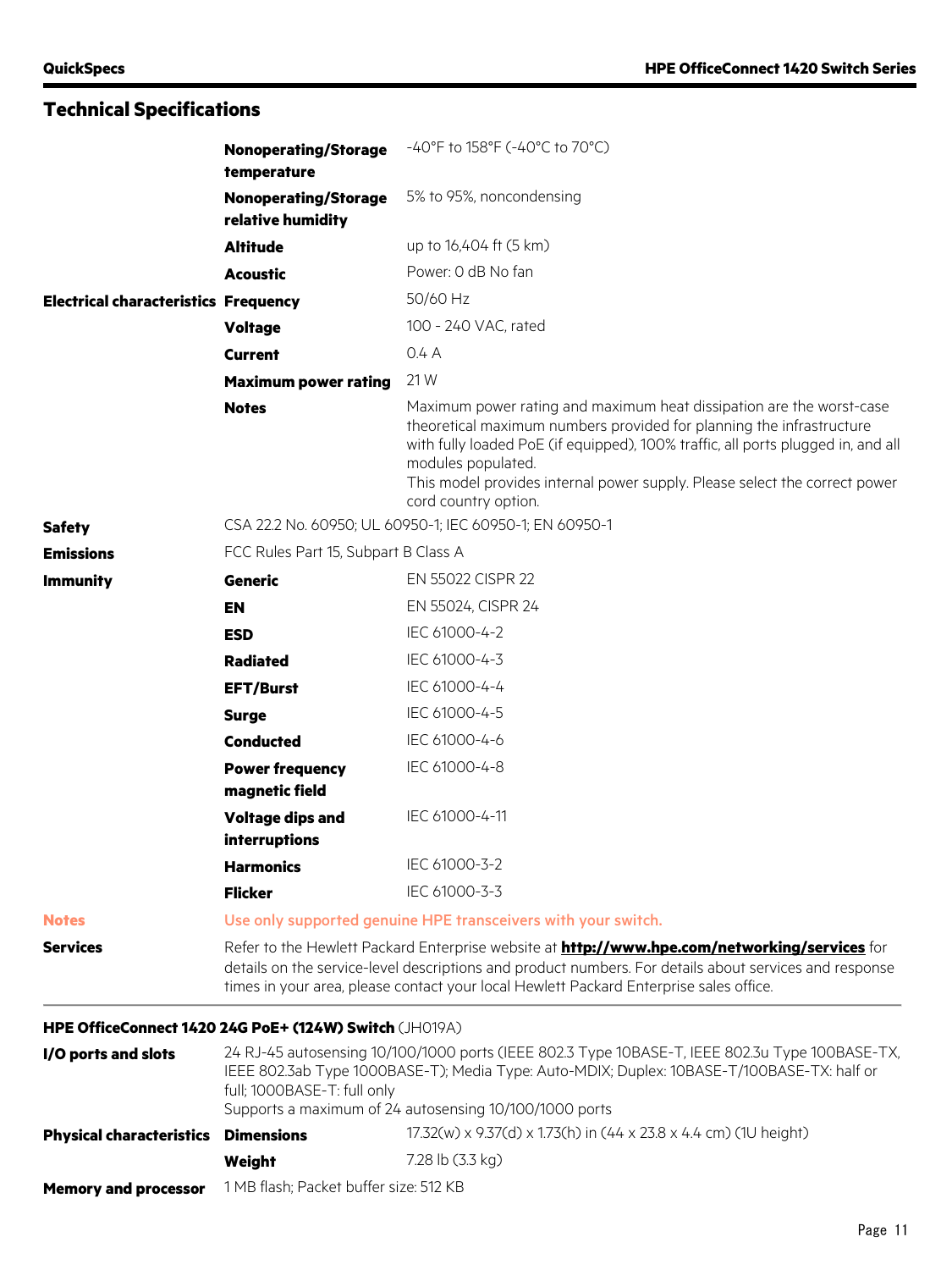## Technical Specifications

| | | |
|---|---|---|
| | **Nonoperating/Storage temperature** | -40°F to 158°F (-40°C to 70°C) |
| | **Nonoperating/Storage relative humidity** | 5% to 95%, noncondensing |
| | **Altitude** | up to 16,404 ft (5 km) |
| | **Acoustic** | Power: 0 dB No fan |
| **Electrical characteristics** | **Frequency** | 50/60 Hz |
| | **Voltage** | 100 - 240 VAC, rated |
| | **Current** | 0.4 A |
| | **Maximum power rating** | 21 W |
| | **Notes** | Maximum power rating and maximum heat dissipation are the worst-case theoretical maximum numbers provided for planning the infrastructure with fully loaded PoE (if equipped), 100% traffic, all ports plugged in, and all modules populated.<br>This model provides internal power supply. Please select the correct power cord country option. |
| **Safety** | CSA 22.2 No. 60950; UL 60950-1; IEC 60950-1; EN 60950-1 | |
| **Emissions** | FCC Rules Part 15, Subpart B Class A | |
| **Immunity** | **Generic** | EN 55022 CISPR 22 |
| | **EN** | EN 55024, CISPR 24 |
| | **ESD** | IEC 61000-4-2 |
| | **Radiated** | IEC 61000-4-3 |
| | **EFT/Burst** | IEC 61000-4-4 |
| | **Surge** | IEC 61000-4-5 |
| | **Conducted** | IEC 61000-4-6 |
| | **Power frequency magnetic field** | IEC 61000-4-8 |
| | **Voltage dips and interruptions** | IEC 61000-4-11 |
| | **Harmonics** | IEC 61000-3-2 |
| | **Flicker** | IEC 61000-3-3 |
| **Notes** | Use only supported genuine HPE transceivers with your switch. | |
| **Services** | Refer to the Hewlett Packard Enterprise website at **http://www.hpe.com/networking/services** for details on the service-level descriptions and product numbers. For details about services and response times in your area, please contact your local Hewlett Packard Enterprise sales office. | |

### HPE OfficeConnect 1420 24G PoE+ (124W) Switch (JH019A)

| | | |
|---|---|---|
| **I/O ports and slots** | 24 RJ-45 autosensing 10/100/1000 ports (IEEE 802.3 Type 10BASE-T, IEEE 802.3u Type 100BASE-TX, IEEE 802.3ab Type 1000BASE-T); Media Type: Auto-MDIX; Duplex: 10BASE-T/100BASE-TX: half or full; 1000BASE-T: full only<br>Supports a maximum of 24 autosensing 10/100/1000 ports | |
| **Physical characteristics** | **Dimensions** | 17.32(w) x 9.37(d) x 1.73(h) in (44 x 23.8 x 4.4 cm) (1U height) |
| | **Weight** | 7.28 lb (3.3 kg) |
| **Memory and processor** | 1 MB flash; Packet buffer size: 512 KB | |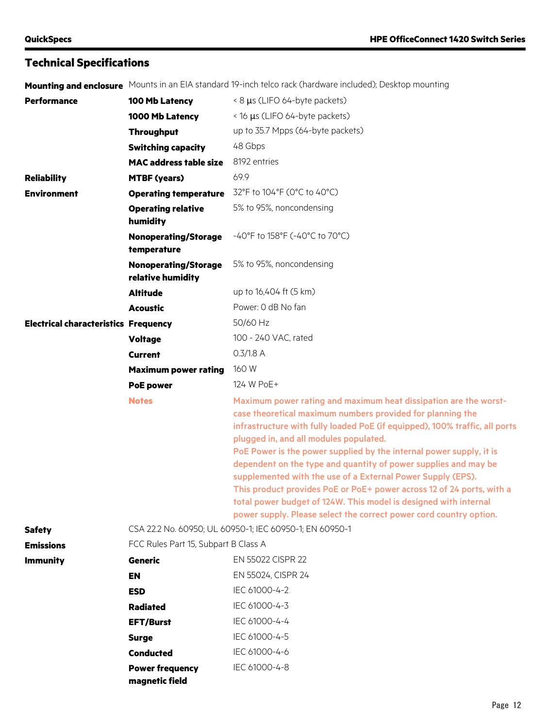## Technical Specifications

| | | |
|---|---|---|
| **Mounting and enclosure** | Mounts in an EIA standard 19-inch telco rack (hardware included); Desktop mounting | |
| **Performance** | **100 Mb Latency** | < 8 µs (LIFO 64-byte packets) |
| | **1000 Mb Latency** | < 16 µs (LIFO 64-byte packets) |
| | **Throughput** | up to 35.7 Mpps (64-byte packets) |
| | **Switching capacity** | 48 Gbps |
| | **MAC address table size** | 8192 entries |
| **Reliability** | **MTBF (years)** | 69.9 |
| **Environment** | **Operating temperature** | 32°F to 104°F (0°C to 40°C) |
| | **Operating relative humidity** | 5% to 95%, noncondensing |
| | **Nonoperating/Storage temperature** | -40°F to 158°F (-40°C to 70°C) |
| | **Nonoperating/Storage relative humidity** | 5% to 95%, noncondensing |
| | **Altitude** | up to 16,404 ft (5 km) |
| | **Acoustic** | Power: 0 dB No fan |
| **Electrical characteristics** | **Frequency** | 50/60 Hz |
| | **Voltage** | 100 - 240 VAC, rated |
| | **Current** | 0.3/1.8 A |
| | **Maximum power rating** | 160 W |
| | **PoE power** | 124 W PoE+ |
| | **Notes** | Maximum power rating and maximum heat dissipation are the worst-case theoretical maximum numbers provided for planning the infrastructure with fully loaded PoE (if equipped), 100% traffic, all ports plugged in, and all modules populated.<br>PoE Power is the power supplied by the internal power supply, it is dependent on the type and quantity of power supplies and may be supplemented with the use of a External Power Supply (EPS).<br>This product provides PoE or PoE+ power across 12 of 24 ports, with a total power budget of 124W. This model is designed with internal power supply. Please select the correct power cord country option. |
| **Safety** | CSA 22.2 No. 60950; UL 60950-1; IEC 60950-1; EN 60950-1 | |
| **Emissions** | FCC Rules Part 15, Subpart B Class A | |
| **Immunity** | **Generic** | EN 55022 CISPR 22 |
| | **EN** | EN 55024, CISPR 24 |
| | **ESD** | IEC 61000-4-2 |
| | **Radiated** | IEC 61000-4-3 |
| | **EFT/Burst** | IEC 61000-4-4 |
| | **Surge** | IEC 61000-4-5 |
| | **Conducted** | IEC 61000-4-6 |
| | **Power frequency magnetic field** | IEC 61000-4-8 |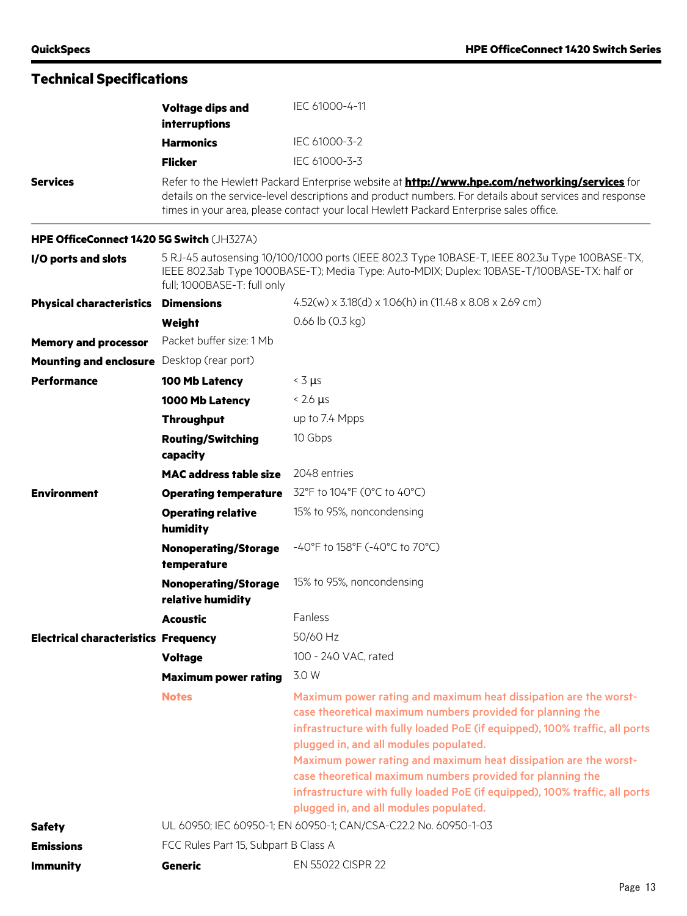## Technical Specifications

| | | |
|---|---|---|
| | **Voltage dips and interruptions** | IEC 61000-4-11 |
| | **Harmonics** | IEC 61000-3-2 |
| | **Flicker** | IEC 61000-3-3 |
| **Services** | Refer to the Hewlett Packard Enterprise website at **http://www.hpe.com/networking/services** for details on the service-level descriptions and product numbers. For details about services and response times in your area, please contact your local Hewlett Packard Enterprise sales office. | |

**HPE OfficeConnect 1420 5G Switch** (JH327A)

| | | |
|---|---|---|
| **I/O ports and slots** | 5 RJ-45 autosensing 10/100/1000 ports (IEEE 802.3 Type 10BASE-T, IEEE 802.3u Type 100BASE-TX, IEEE 802.3ab Type 1000BASE-T); Media Type: Auto-MDIX; Duplex: 10BASE-T/100BASE-TX: half or full; 1000BASE-T: full only | |
| **Physical characteristics** | **Dimensions** | 4.52(w) x 3.18(d) x 1.06(h) in (11.48 x 8.08 x 2.69 cm) |
| | **Weight** | 0.66 lb (0.3 kg) |
| **Memory and processor** | Packet buffer size: 1 Mb | |
| **Mounting and enclosure** | Desktop (rear port) | |
| **Performance** | **100 Mb Latency** | < 3 µs |
| | **1000 Mb Latency** | < 2.6 µs |
| | **Throughput** | up to 7.4 Mpps |
| | **Routing/Switching capacity** | 10 Gbps |
| | **MAC address table size** | 2048 entries |
| **Environment** | **Operating temperature** | 32°F to 104°F (0°C to 40°C) |
| | **Operating relative humidity** | 15% to 95%, noncondensing |
| | **Nonoperating/Storage temperature** | -40°F to 158°F (-40°C to 70°C) |
| | **Nonoperating/Storage relative humidity** | 15% to 95%, noncondensing |
| | **Acoustic** | Fanless |
| **Electrical characteristics** | **Frequency** | 50/60 Hz |
| | **Voltage** | 100 - 240 VAC, rated |
| | **Maximum power rating** | 3.0 W |
| | **Notes** | Maximum power rating and maximum heat dissipation are the worst-case theoretical maximum numbers provided for planning the infrastructure with fully loaded PoE (if equipped), 100% traffic, all ports plugged in, and all modules populated. Maximum power rating and maximum heat dissipation are the worst-case theoretical maximum numbers provided for planning the infrastructure with fully loaded PoE (if equipped), 100% traffic, all ports plugged in, and all modules populated. |
| **Safety** | UL 60950; IEC 60950-1; EN 60950-1; CAN/CSA-C22.2 No. 60950-1-03 | |
| **Emissions** | FCC Rules Part 15, Subpart B Class A | |
| **Immunity** | **Generic** | EN 55022 CISPR 22 |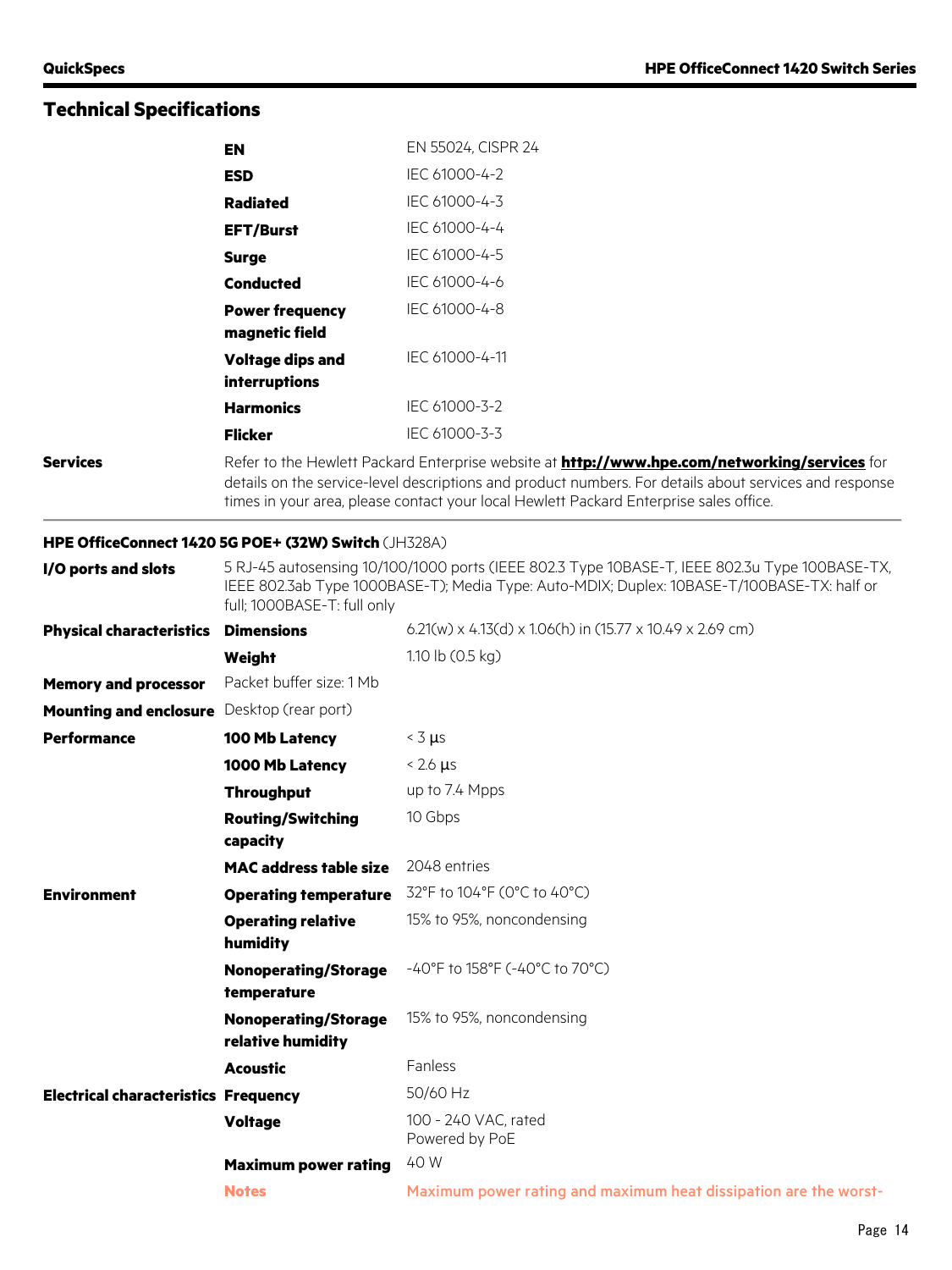## Technical Specifications

| | | |
|---|---|---|
| | **EN** | EN 55024, CISPR 24 |
| | **ESD** | IEC 61000-4-2 |
| | **Radiated** | IEC 61000-4-3 |
| | **EFT/Burst** | IEC 61000-4-4 |
| | **Surge** | IEC 61000-4-5 |
| | **Conducted** | IEC 61000-4-6 |
| | **Power frequency magnetic field** | IEC 61000-4-8 |
| | **Voltage dips and interruptions** | IEC 61000-4-11 |
| | **Harmonics** | IEC 61000-3-2 |
| | **Flicker** | IEC 61000-3-3 |
| **Services** | Refer to the Hewlett Packard Enterprise website at **http://www.hpe.com/networking/services** for details on the service-level descriptions and product numbers. For details about services and response times in your area, please contact your local Hewlett Packard Enterprise sales office. | |

**HPE OfficeConnect 1420 5G POE+ (32W) Switch** (JH328A)

| | | |
|---|---|---|
| **I/O ports and slots** | 5 RJ-45 autosensing 10/100/1000 ports (IEEE 802.3 Type 10BASE-T, IEEE 802.3u Type 100BASE-TX, IEEE 802.3ab Type 1000BASE-T); Media Type: Auto-MDIX; Duplex: 10BASE-T/100BASE-TX: half or full; 1000BASE-T: full only | |
| **Physical characteristics** | **Dimensions** | 6.21(w) x 4.13(d) x 1.06(h) in (15.77 x 10.49 x 2.69 cm) |
| | **Weight** | 1.10 lb (0.5 kg) |
| **Memory and processor** | Packet buffer size: 1 Mb | |
| **Mounting and enclosure** | Desktop (rear port) | |
| **Performance** | **100 Mb Latency** | < 3 µs |
| | **1000 Mb Latency** | < 2.6 µs |
| | **Throughput** | up to 7.4 Mpps |
| | **Routing/Switching capacity** | 10 Gbps |
| | **MAC address table size** | 2048 entries |
| **Environment** | **Operating temperature** | 32°F to 104°F (0°C to 40°C) |
| | **Operating relative humidity** | 15% to 95%, noncondensing |
| | **Nonoperating/Storage temperature** | -40°F to 158°F (-40°C to 70°C) |
| | **Nonoperating/Storage relative humidity** | 15% to 95%, noncondensing |
| | **Acoustic** | Fanless |
| **Electrical characteristics** | **Frequency** | 50/60 Hz |
| | **Voltage** | 100 - 240 VAC, rated<br>Powered by PoE |
| | **Maximum power rating** | 40 W |
| | **Notes** | Maximum power rating and maximum heat dissipation are the worst- |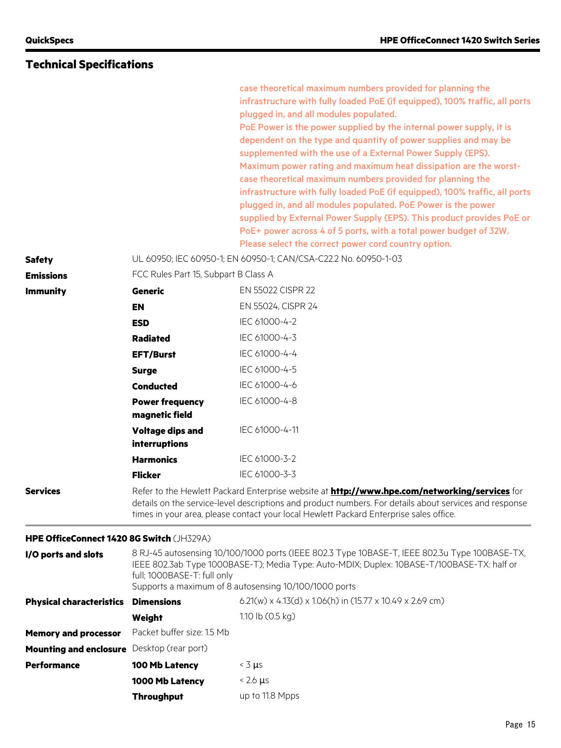## Technical Specifications

|  |  |  |
|---|---|---|
|  |  | case theoretical maximum numbers provided for planning the infrastructure with fully loaded PoE (if equipped), 100% traffic, all ports plugged in, and all modules populated. PoE Power is the power supplied by the internal power supply, it is dependent on the type and quantity of power supplies and may be supplemented with the use of a External Power Supply (EPS). Maximum power rating and maximum heat dissipation are the worst-case theoretical maximum numbers provided for planning the infrastructure with fully loaded PoE (if equipped), 100% traffic, all ports plugged in, and all modules populated. PoE Power is the power supplied by External Power Supply (EPS). This product provides PoE or PoE+ power across 4 of 5 ports, with a total power budget of 32W. Please select the correct power cord country option. |
| **Safety** | UL 60950; IEC 60950-1; EN 60950-1; CAN/CSA-C22.2 No. 60950-1-03 | |
| **Emissions** | FCC Rules Part 15, Subpart B Class A | |
| **Immunity** | **Generic** | EN 55022 CISPR 22 |
| | **EN** | EN 55024, CISPR 24 |
| | **ESD** | IEC 61000-4-2 |
| | **Radiated** | IEC 61000-4-3 |
| | **EFT/Burst** | IEC 61000-4-4 |
| | **Surge** | IEC 61000-4-5 |
| | **Conducted** | IEC 61000-4-6 |
| | **Power frequency magnetic field** | IEC 61000-4-8 |
| | **Voltage dips and interruptions** | IEC 61000-4-11 |
| | **Harmonics** | IEC 61000-3-2 |
| | **Flicker** | IEC 61000-3-3 |
| **Services** | Refer to the Hewlett Packard Enterprise website at **http://www.hpe.com/networking/services** for details on the service-level descriptions and product numbers. For details about services and response times in your area, please contact your local Hewlett Packard Enterprise sales office. | |

### HPE OfficeConnect 1420 8G Switch (JH329A)

|  |  |  |
|---|---|---|
| **I/O ports and slots** | 8 RJ-45 autosensing 10/100/1000 ports (IEEE 802.3 Type 10BASE-T, IEEE 802.3u Type 100BASE-TX, IEEE 802.3ab Type 1000BASE-T); Media Type: Auto-MDIX; Duplex: 10BASE-T/100BASE-TX: half or full; 1000BASE-T: full only<br>Supports a maximum of 8 autosensing 10/100/1000 ports | |
| **Physical characteristics** | **Dimensions** | 6.21(w) x 4.13(d) x 1.06(h) in (15.77 x 10.49 x 2.69 cm) |
| | **Weight** | 1.10 lb (0.5 kg) |
| **Memory and processor** | Packet buffer size: 1.5 Mb | |
| **Mounting and enclosure** | Desktop (rear port) | |
| **Performance** | **100 Mb Latency** | < 3 µs |
| | **1000 Mb Latency** | < 2.6 µs |
| | **Throughput** | up to 11.8 Mpps |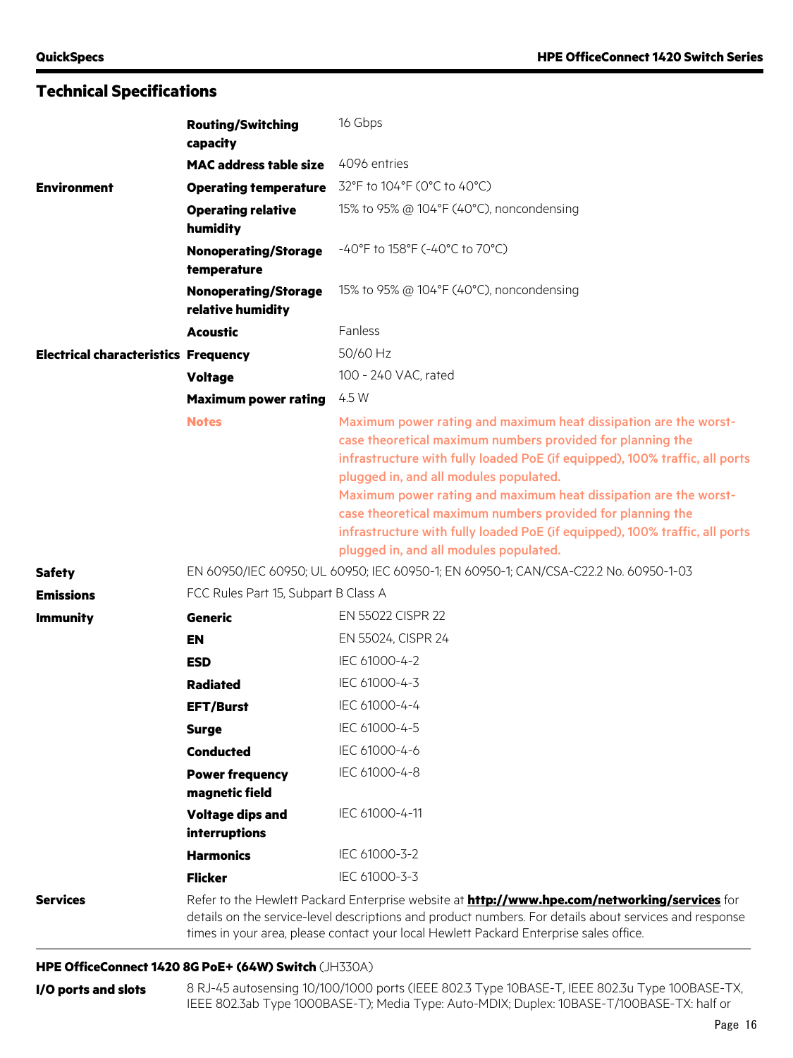## Technical Specifications

| | | |
|---|---|---|
| | **Routing/Switching capacity** | 16 Gbps |
| | **MAC address table size** | 4096 entries |
| **Environment** | **Operating temperature** | 32°F to 104°F (0°C to 40°C) |
| | **Operating relative humidity** | 15% to 95% @ 104°F (40°C), noncondensing |
| | **Nonoperating/Storage temperature** | -40°F to 158°F (-40°C to 70°C) |
| | **Nonoperating/Storage relative humidity** | 15% to 95% @ 104°F (40°C), noncondensing |
| | **Acoustic** | Fanless |
| **Electrical characteristics** | **Frequency** | 50/60 Hz |
| | **Voltage** | 100 - 240 VAC, rated |
| | **Maximum power rating** | 4.5 W |
| | **Notes** | Maximum power rating and maximum heat dissipation are the worst-case theoretical maximum numbers provided for planning the infrastructure with fully loaded PoE (if equipped), 100% traffic, all ports plugged in, and all modules populated.<br>Maximum power rating and maximum heat dissipation are the worst-case theoretical maximum numbers provided for planning the infrastructure with fully loaded PoE (if equipped), 100% traffic, all ports plugged in, and all modules populated. |
| **Safety** | EN 60950/IEC 60950; UL 60950; IEC 60950-1; EN 60950-1; CAN/CSA-C22.2 No. 60950-1-03 | |
| **Emissions** | FCC Rules Part 15, Subpart B Class A | |
| **Immunity** | **Generic** | EN 55022 CISPR 22 |
| | **EN** | EN 55024, CISPR 24 |
| | **ESD** | IEC 61000-4-2 |
| | **Radiated** | IEC 61000-4-3 |
| | **EFT/Burst** | IEC 61000-4-4 |
| | **Surge** | IEC 61000-4-5 |
| | **Conducted** | IEC 61000-4-6 |
| | **Power frequency magnetic field** | IEC 61000-4-8 |
| | **Voltage dips and interruptions** | IEC 61000-4-11 |
| | **Harmonics** | IEC 61000-3-2 |
| | **Flicker** | IEC 61000-3-3 |
| **Services** | Refer to the Hewlett Packard Enterprise website at **http://www.hpe.com/networking/services** for details on the service-level descriptions and product numbers. For details about services and response times in your area, please contact your local Hewlett Packard Enterprise sales office. | |

### HPE OfficeConnect 1420 8G PoE+ (64W) Switch (JH330A)

| | |
|---|---|
| **I/O ports and slots** | 8 RJ-45 autosensing 10/100/1000 ports (IEEE 802.3 Type 10BASE-T, IEEE 802.3u Type 100BASE-TX, IEEE 802.3ab Type 1000BASE-T); Media Type: Auto-MDIX; Duplex: 10BASE-T/100BASE-TX: half or |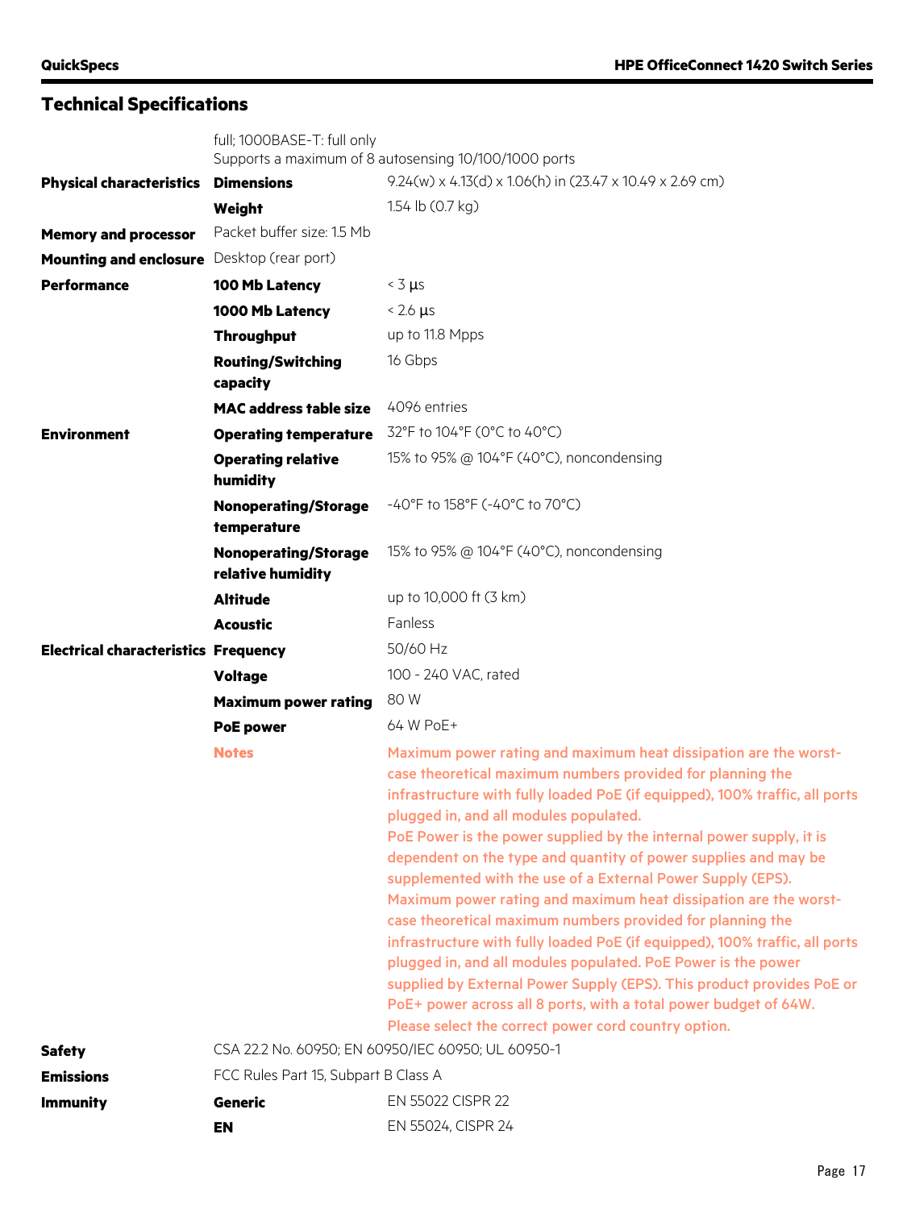## Technical Specifications

| | | |
|---|---|---|
| | full; 1000BASE-T: full only<br>Supports a maximum of 8 autosensing 10/100/1000 ports | |
| **Physical characteristics** | **Dimensions** | 9.24(w) x 4.13(d) x 1.06(h) in (23.47 x 10.49 x 2.69 cm) |
| | **Weight** | 1.54 lb (0.7 kg) |
| **Memory and processor** | Packet buffer size: 1.5 Mb | |
| **Mounting and enclosure** | Desktop (rear port) | |
| **Performance** | **100 Mb Latency** | < 3 µs |
| | **1000 Mb Latency** | < 2.6 µs |
| | **Throughput** | up to 11.8 Mpps |
| | **Routing/Switching capacity** | 16 Gbps |
| | **MAC address table size** | 4096 entries |
| **Environment** | **Operating temperature** | 32°F to 104°F (0°C to 40°C) |
| | **Operating relative humidity** | 15% to 95% @ 104°F (40°C), noncondensing |
| | **Nonoperating/Storage temperature** | -40°F to 158°F (-40°C to 70°C) |
| | **Nonoperating/Storage relative humidity** | 15% to 95% @ 104°F (40°C), noncondensing |
| | **Altitude** | up to 10,000 ft (3 km) |
| | **Acoustic** | Fanless |
| **Electrical characteristics** | **Frequency** | 50/60 Hz |
| | **Voltage** | 100 - 240 VAC, rated |
| | **Maximum power rating** | 80 W |
| | **PoE power** | 64 W PoE+ |
| | **Notes** | Maximum power rating and maximum heat dissipation are the worst-case theoretical maximum numbers provided for planning the infrastructure with fully loaded PoE (if equipped), 100% traffic, all ports plugged in, and all modules populated.<br>PoE Power is the power supplied by the internal power supply, it is dependent on the type and quantity of power supplies and may be supplemented with the use of a External Power Supply (EPS).<br>Maximum power rating and maximum heat dissipation are the worst-case theoretical maximum numbers provided for planning the infrastructure with fully loaded PoE (if equipped), 100% traffic, all ports plugged in, and all modules populated. PoE Power is the power supplied by External Power Supply (EPS). This product provides PoE or PoE+ power across all 8 ports, with a total power budget of 64W.<br>Please select the correct power cord country option. |
| **Safety** | CSA 22.2 No. 60950; EN 60950/IEC 60950; UL 60950-1 | |
| **Emissions** | FCC Rules Part 15, Subpart B Class A | |
| **Immunity** | **Generic** | EN 55022 CISPR 22 |
| | **EN** | EN 55024, CISPR 24 |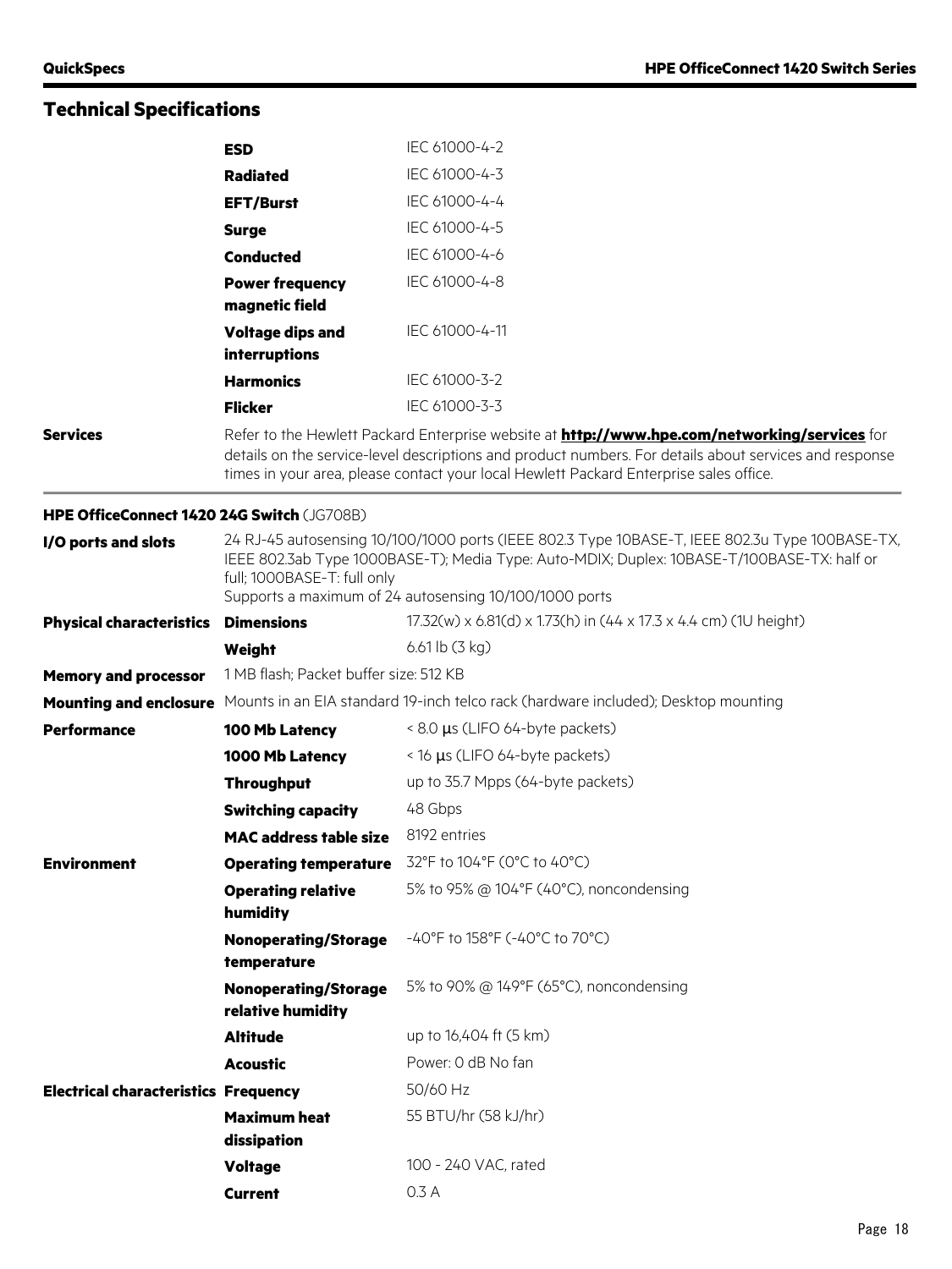## Technical Specifications

| | | |
|---|---|---|
| | **ESD** | IEC 61000-4-2 |
| | **Radiated** | IEC 61000-4-3 |
| | **EFT/Burst** | IEC 61000-4-4 |
| | **Surge** | IEC 61000-4-5 |
| | **Conducted** | IEC 61000-4-6 |
| | **Power frequency magnetic field** | IEC 61000-4-8 |
| | **Voltage dips and interruptions** | IEC 61000-4-11 |
| | **Harmonics** | IEC 61000-3-2 |
| | **Flicker** | IEC 61000-3-3 |
| **Services** | Refer to the Hewlett Packard Enterprise website at **http://www.hpe.com/networking/services** for details on the service-level descriptions and product numbers. For details about services and response times in your area, please contact your local Hewlett Packard Enterprise sales office. | |

**HPE OfficeConnect 1420 24G Switch** (JG708B)

| | | |
|---|---|---|
| **I/O ports and slots** | 24 RJ-45 autosensing 10/100/1000 ports (IEEE 802.3 Type 10BASE-T, IEEE 802.3u Type 100BASE-TX, IEEE 802.3ab Type 1000BASE-T); Media Type: Auto-MDIX; Duplex: 10BASE-T/100BASE-TX: half or full; 1000BASE-T: full only<br>Supports a maximum of 24 autosensing 10/100/1000 ports | |
| **Physical characteristics** | **Dimensions** | 17.32(w) x 6.81(d) x 1.73(h) in (44 x 17.3 x 4.4 cm) (1U height) |
| | **Weight** | 6.61 lb (3 kg) |
| **Memory and processor** | 1 MB flash; Packet buffer size: 512 KB | |
| **Mounting and enclosure** | Mounts in an EIA standard 19-inch telco rack (hardware included); Desktop mounting | |
| **Performance** | **100 Mb Latency** | < 8.0 µs (LIFO 64-byte packets) |
| | **1000 Mb Latency** | < 16 µs (LIFO 64-byte packets) |
| | **Throughput** | up to 35.7 Mpps (64-byte packets) |
| | **Switching capacity** | 48 Gbps |
| | **MAC address table size** | 8192 entries |
| **Environment** | **Operating temperature** | 32°F to 104°F (0°C to 40°C) |
| | **Operating relative humidity** | 5% to 95% @ 104°F (40°C), noncondensing |
| | **Nonoperating/Storage temperature** | -40°F to 158°F (-40°C to 70°C) |
| | **Nonoperating/Storage relative humidity** | 5% to 90% @ 149°F (65°C), noncondensing |
| | **Altitude** | up to 16,404 ft (5 km) |
| | **Acoustic** | Power: 0 dB No fan |
| **Electrical characteristics** | **Frequency** | 50/60 Hz |
| | **Maximum heat dissipation** | 55 BTU/hr (58 kJ/hr) |
| | **Voltage** | 100 - 240 VAC, rated |
| | **Current** | 0.3 A |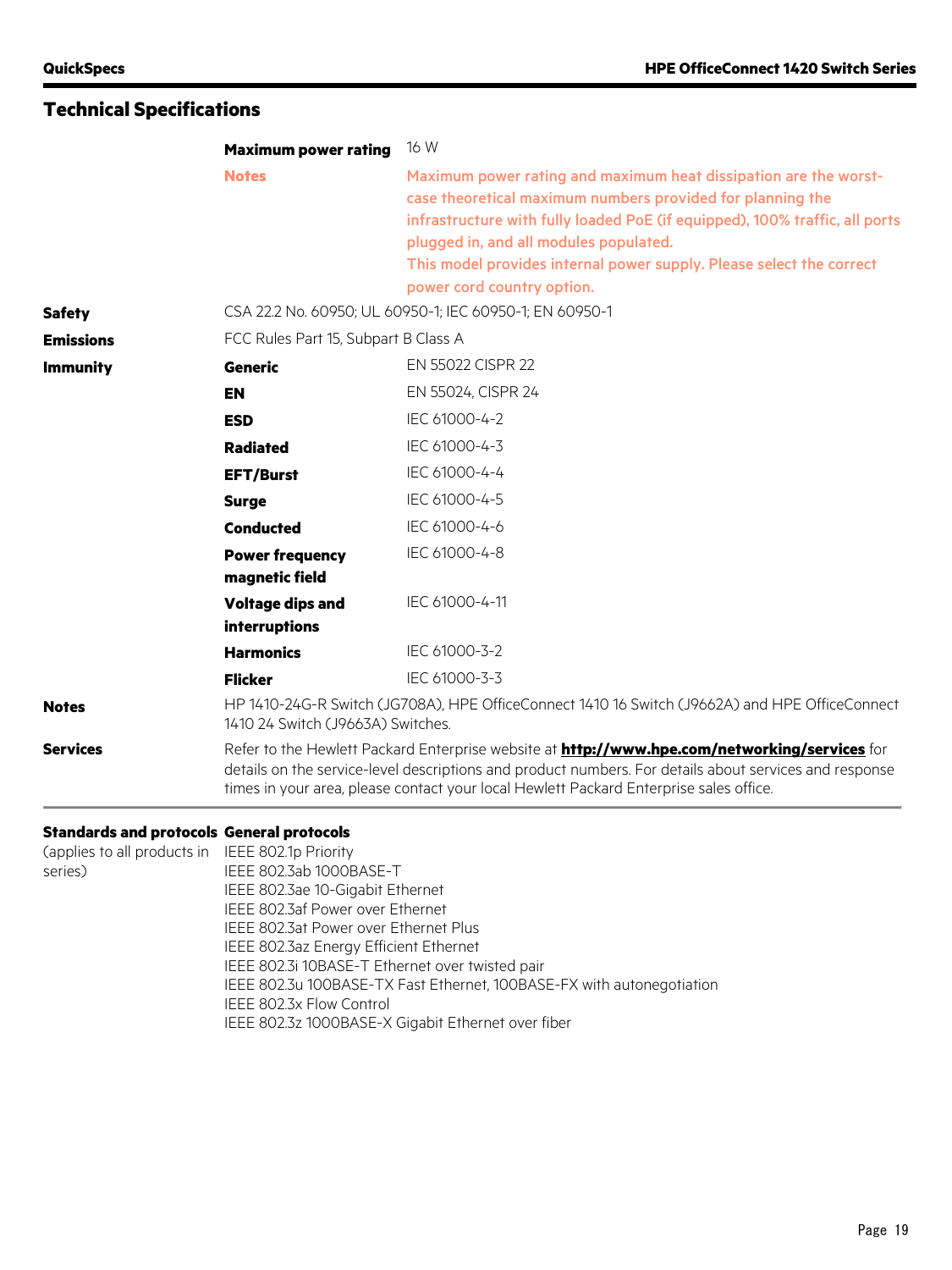## Technical Specifications

| | | |
|---|---|---|
| | **Maximum power rating** | 16 W |
| | **Notes** | Maximum power rating and maximum heat dissipation are the worst-case theoretical maximum numbers provided for planning the infrastructure with fully loaded PoE (if equipped), 100% traffic, all ports plugged in, and all modules populated. This model provides internal power supply. Please select the correct power cord country option. |
| **Safety** | CSA 22.2 No. 60950; UL 60950-1; IEC 60950-1; EN 60950-1 | |
| **Emissions** | FCC Rules Part 15, Subpart B Class A | |
| **Immunity** | **Generic** | EN 55022 CISPR 22 |
| | **EN** | EN 55024, CISPR 24 |
| | **ESD** | IEC 61000-4-2 |
| | **Radiated** | IEC 61000-4-3 |
| | **EFT/Burst** | IEC 61000-4-4 |
| | **Surge** | IEC 61000-4-5 |
| | **Conducted** | IEC 61000-4-6 |
| | **Power frequency magnetic field** | IEC 61000-4-8 |
| | **Voltage dips and interruptions** | IEC 61000-4-11 |
| | **Harmonics** | IEC 61000-3-2 |
| | **Flicker** | IEC 61000-3-3 |
| **Notes** | HP 1410-24G-R Switch (JG708A), HPE OfficeConnect 1410 16 Switch (J9662A) and HPE OfficeConnect 1410 24 Switch (J9663A) Switches. | |
| **Services** | Refer to the Hewlett Packard Enterprise website at **http://www.hpe.com/networking/services** for details on the service-level descriptions and product numbers. For details about services and response times in your area, please contact your local Hewlett Packard Enterprise sales office. | |

**Standards and protocols** (applies to all products in series)

**General protocols**

- IEEE 802.1p Priority
- IEEE 802.3ab 1000BASE-T
- IEEE 802.3ae 10-Gigabit Ethernet
- IEEE 802.3af Power over Ethernet
- IEEE 802.3at Power over Ethernet Plus
- IEEE 802.3az Energy Efficient Ethernet
- IEEE 802.3i 10BASE-T Ethernet over twisted pair
- IEEE 802.3u 100BASE-TX Fast Ethernet, 100BASE-FX with autonegotiation
- IEEE 802.3x Flow Control
- IEEE 802.3z 1000BASE-X Gigabit Ethernet over fiber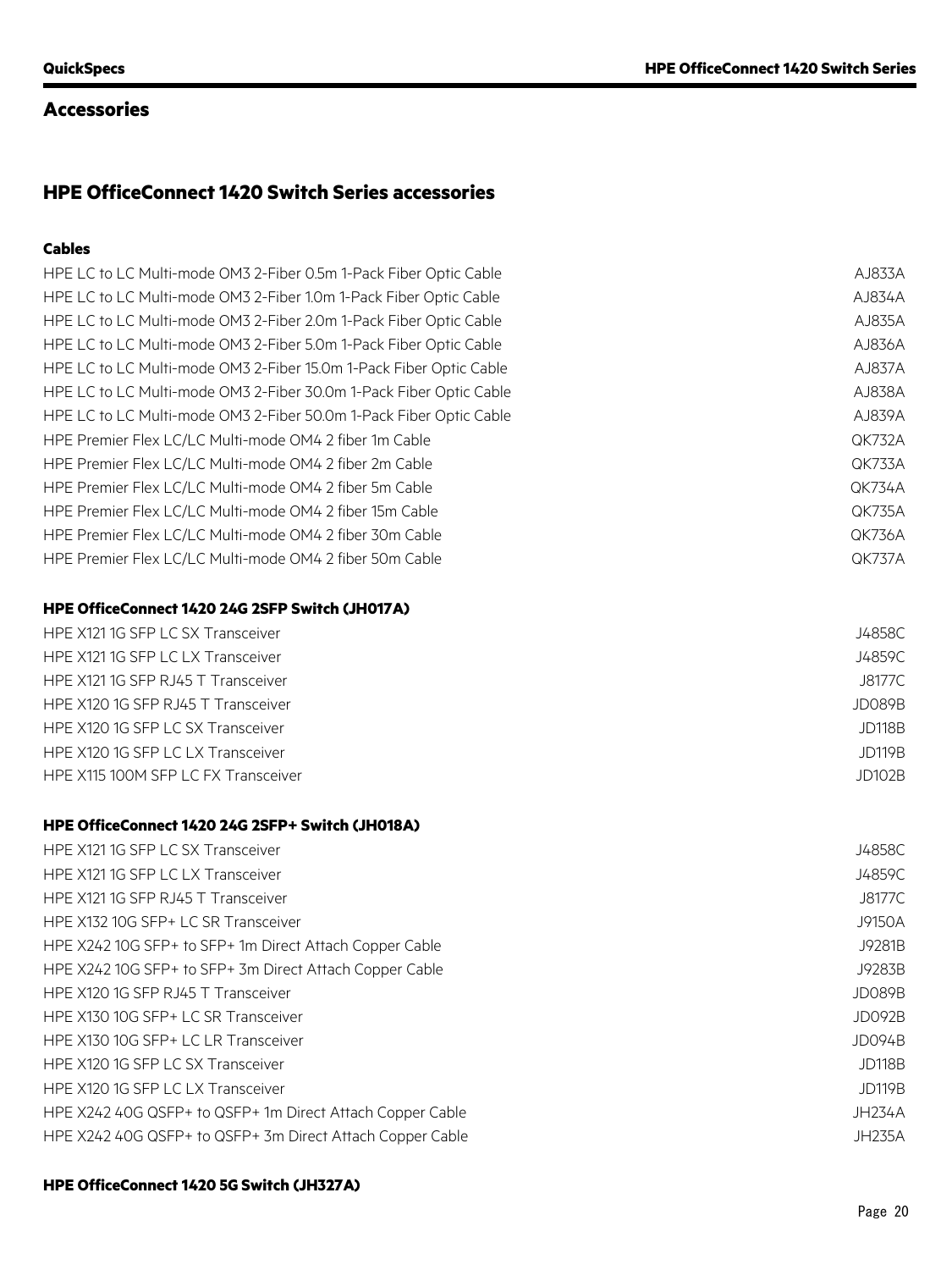## Accessories

### HPE OfficeConnect 1420 Switch Series accessories

**Cables**

| | |
|---|---|
| HPE LC to LC Multi-mode OM3 2-Fiber 0.5m 1-Pack Fiber Optic Cable | AJ833A |
| HPE LC to LC Multi-mode OM3 2-Fiber 1.0m 1-Pack Fiber Optic Cable | AJ834A |
| HPE LC to LC Multi-mode OM3 2-Fiber 2.0m 1-Pack Fiber Optic Cable | AJ835A |
| HPE LC to LC Multi-mode OM3 2-Fiber 5.0m 1-Pack Fiber Optic Cable | AJ836A |
| HPE LC to LC Multi-mode OM3 2-Fiber 15.0m 1-Pack Fiber Optic Cable | AJ837A |
| HPE LC to LC Multi-mode OM3 2-Fiber 30.0m 1-Pack Fiber Optic Cable | AJ838A |
| HPE LC to LC Multi-mode OM3 2-Fiber 50.0m 1-Pack Fiber Optic Cable | AJ839A |
| HPE Premier Flex LC/LC Multi-mode OM4 2 fiber 1m Cable | QK732A |
| HPE Premier Flex LC/LC Multi-mode OM4 2 fiber 2m Cable | QK733A |
| HPE Premier Flex LC/LC Multi-mode OM4 2 fiber 5m Cable | QK734A |
| HPE Premier Flex LC/LC Multi-mode OM4 2 fiber 15m Cable | QK735A |
| HPE Premier Flex LC/LC Multi-mode OM4 2 fiber 30m Cable | QK736A |
| HPE Premier Flex LC/LC Multi-mode OM4 2 fiber 50m Cable | QK737A |

**HPE OfficeConnect 1420 24G 2SFP Switch (JH017A)**

| | |
|---|---|
| HPE X121 1G SFP LC SX Transceiver | J4858C |
| HPE X121 1G SFP LC LX Transceiver | J4859C |
| HPE X121 1G SFP RJ45 T Transceiver | J8177C |
| HPE X120 1G SFP RJ45 T Transceiver | JD089B |
| HPE X120 1G SFP LC SX Transceiver | JD118B |
| HPE X120 1G SFP LC LX Transceiver | JD119B |
| HPE X115 100M SFP LC FX Transceiver | JD102B |

**HPE OfficeConnect 1420 24G 2SFP+ Switch (JH018A)**

| | |
|---|---|
| HPE X121 1G SFP LC SX Transceiver | J4858C |
| HPE X121 1G SFP LC LX Transceiver | J4859C |
| HPE X121 1G SFP RJ45 T Transceiver | J8177C |
| HPE X132 10G SFP+ LC SR Transceiver | J9150A |
| HPE X242 10G SFP+ to SFP+ 1m Direct Attach Copper Cable | J9281B |
| HPE X242 10G SFP+ to SFP+ 3m Direct Attach Copper Cable | J9283B |
| HPE X120 1G SFP RJ45 T Transceiver | JD089B |
| HPE X130 10G SFP+ LC SR Transceiver | JD092B |
| HPE X130 10G SFP+ LC LR Transceiver | JD094B |
| HPE X120 1G SFP LC SX Transceiver | JD118B |
| HPE X120 1G SFP LC LX Transceiver | JD119B |
| HPE X242 40G QSFP+ to QSFP+ 1m Direct Attach Copper Cable | JH234A |
| HPE X242 40G QSFP+ to QSFP+ 3m Direct Attach Copper Cable | JH235A |

**HPE OfficeConnect 1420 5G Switch (JH327A)**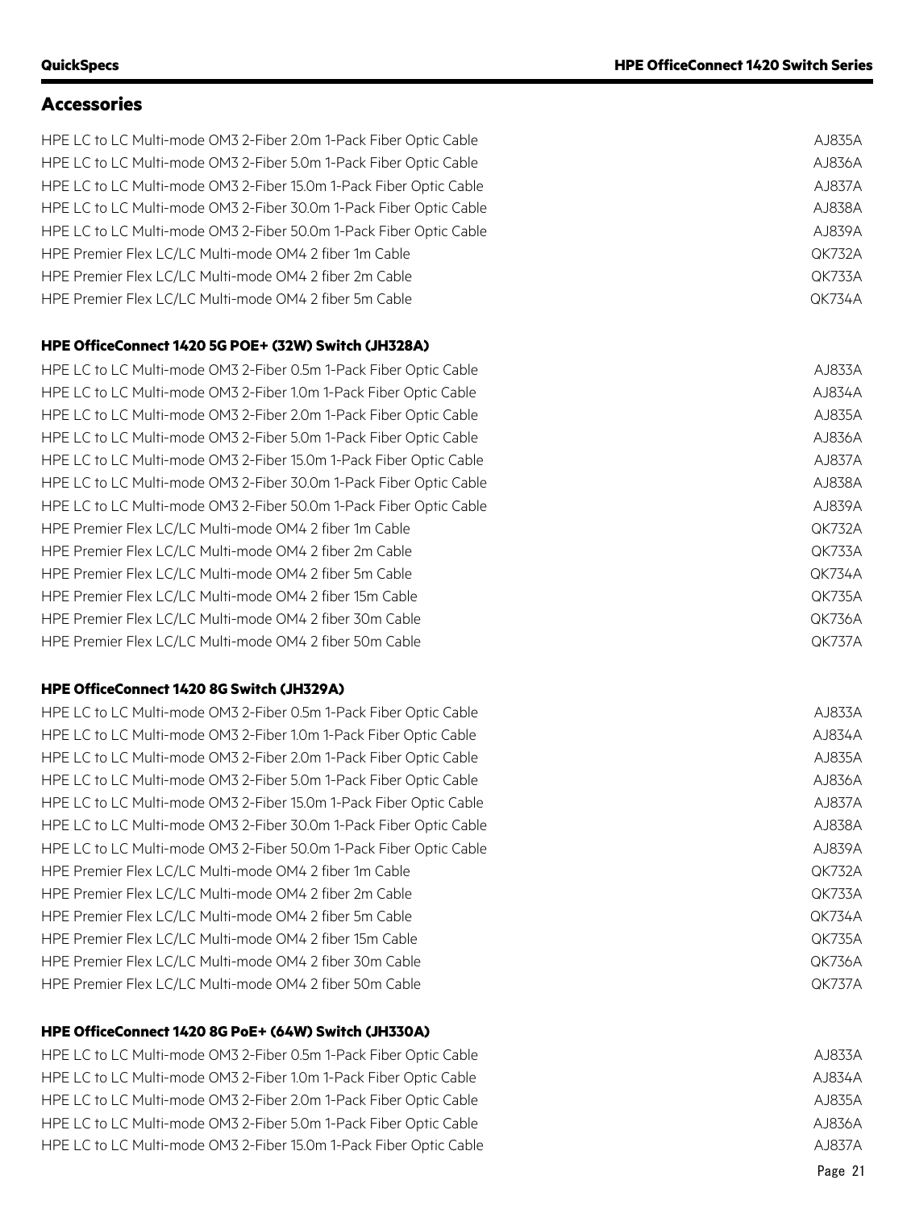## Accessories

| | |
|---|---|
| HPE LC to LC Multi-mode OM3 2-Fiber 2.0m 1-Pack Fiber Optic Cable | AJ835A |
| HPE LC to LC Multi-mode OM3 2-Fiber 5.0m 1-Pack Fiber Optic Cable | AJ836A |
| HPE LC to LC Multi-mode OM3 2-Fiber 15.0m 1-Pack Fiber Optic Cable | AJ837A |
| HPE LC to LC Multi-mode OM3 2-Fiber 30.0m 1-Pack Fiber Optic Cable | AJ838A |
| HPE LC to LC Multi-mode OM3 2-Fiber 50.0m 1-Pack Fiber Optic Cable | AJ839A |
| HPE Premier Flex LC/LC Multi-mode OM4 2 fiber 1m Cable | QK732A |
| HPE Premier Flex LC/LC Multi-mode OM4 2 fiber 2m Cable | QK733A |
| HPE Premier Flex LC/LC Multi-mode OM4 2 fiber 5m Cable | QK734A |

**HPE OfficeConnect 1420 5G POE+ (32W) Switch (JH328A)**

| | |
|---|---|
| HPE LC to LC Multi-mode OM3 2-Fiber 0.5m 1-Pack Fiber Optic Cable | AJ833A |
| HPE LC to LC Multi-mode OM3 2-Fiber 1.0m 1-Pack Fiber Optic Cable | AJ834A |
| HPE LC to LC Multi-mode OM3 2-Fiber 2.0m 1-Pack Fiber Optic Cable | AJ835A |
| HPE LC to LC Multi-mode OM3 2-Fiber 5.0m 1-Pack Fiber Optic Cable | AJ836A |
| HPE LC to LC Multi-mode OM3 2-Fiber 15.0m 1-Pack Fiber Optic Cable | AJ837A |
| HPE LC to LC Multi-mode OM3 2-Fiber 30.0m 1-Pack Fiber Optic Cable | AJ838A |
| HPE LC to LC Multi-mode OM3 2-Fiber 50.0m 1-Pack Fiber Optic Cable | AJ839A |
| HPE Premier Flex LC/LC Multi-mode OM4 2 fiber 1m Cable | QK732A |
| HPE Premier Flex LC/LC Multi-mode OM4 2 fiber 2m Cable | QK733A |
| HPE Premier Flex LC/LC Multi-mode OM4 2 fiber 5m Cable | QK734A |
| HPE Premier Flex LC/LC Multi-mode OM4 2 fiber 15m Cable | QK735A |
| HPE Premier Flex LC/LC Multi-mode OM4 2 fiber 30m Cable | QK736A |
| HPE Premier Flex LC/LC Multi-mode OM4 2 fiber 50m Cable | QK737A |

**HPE OfficeConnect 1420 8G Switch (JH329A)**

| | |
|---|---|
| HPE LC to LC Multi-mode OM3 2-Fiber 0.5m 1-Pack Fiber Optic Cable | AJ833A |
| HPE LC to LC Multi-mode OM3 2-Fiber 1.0m 1-Pack Fiber Optic Cable | AJ834A |
| HPE LC to LC Multi-mode OM3 2-Fiber 2.0m 1-Pack Fiber Optic Cable | AJ835A |
| HPE LC to LC Multi-mode OM3 2-Fiber 5.0m 1-Pack Fiber Optic Cable | AJ836A |
| HPE LC to LC Multi-mode OM3 2-Fiber 15.0m 1-Pack Fiber Optic Cable | AJ837A |
| HPE LC to LC Multi-mode OM3 2-Fiber 30.0m 1-Pack Fiber Optic Cable | AJ838A |
| HPE LC to LC Multi-mode OM3 2-Fiber 50.0m 1-Pack Fiber Optic Cable | AJ839A |
| HPE Premier Flex LC/LC Multi-mode OM4 2 fiber 1m Cable | QK732A |
| HPE Premier Flex LC/LC Multi-mode OM4 2 fiber 2m Cable | QK733A |
| HPE Premier Flex LC/LC Multi-mode OM4 2 fiber 5m Cable | QK734A |
| HPE Premier Flex LC/LC Multi-mode OM4 2 fiber 15m Cable | QK735A |
| HPE Premier Flex LC/LC Multi-mode OM4 2 fiber 30m Cable | QK736A |
| HPE Premier Flex LC/LC Multi-mode OM4 2 fiber 50m Cable | QK737A |

**HPE OfficeConnect 1420 8G PoE+ (64W) Switch (JH330A)**

| | |
|---|---|
| HPE LC to LC Multi-mode OM3 2-Fiber 0.5m 1-Pack Fiber Optic Cable | AJ833A |
| HPE LC to LC Multi-mode OM3 2-Fiber 1.0m 1-Pack Fiber Optic Cable | AJ834A |
| HPE LC to LC Multi-mode OM3 2-Fiber 2.0m 1-Pack Fiber Optic Cable | AJ835A |
| HPE LC to LC Multi-mode OM3 2-Fiber 5.0m 1-Pack Fiber Optic Cable | AJ836A |
| HPE LC to LC Multi-mode OM3 2-Fiber 15.0m 1-Pack Fiber Optic Cable | AJ837A |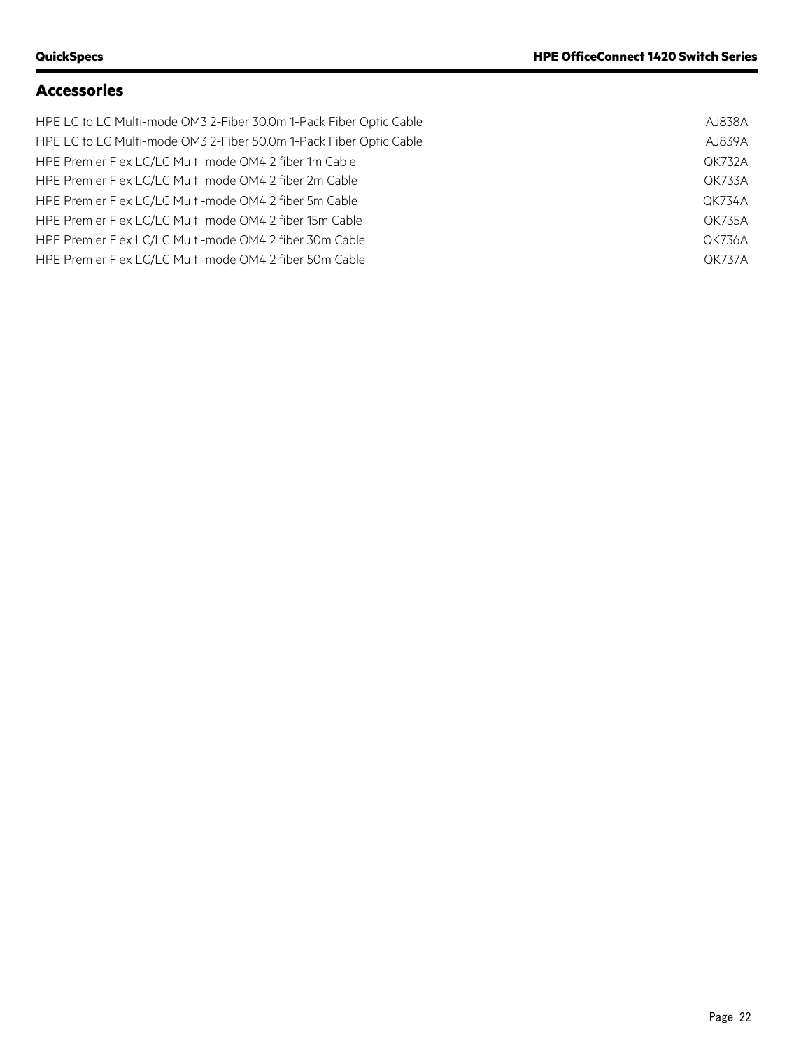## Accessories

| | |
|---|---|
| HPE LC to LC Multi-mode OM3 2-Fiber 30.0m 1-Pack Fiber Optic Cable | AJ838A |
| HPE LC to LC Multi-mode OM3 2-Fiber 50.0m 1-Pack Fiber Optic Cable | AJ839A |
| HPE Premier Flex LC/LC Multi-mode OM4 2 fiber 1m Cable | QK732A |
| HPE Premier Flex LC/LC Multi-mode OM4 2 fiber 2m Cable | QK733A |
| HPE Premier Flex LC/LC Multi-mode OM4 2 fiber 5m Cable | QK734A |
| HPE Premier Flex LC/LC Multi-mode OM4 2 fiber 15m Cable | QK735A |
| HPE Premier Flex LC/LC Multi-mode OM4 2 fiber 30m Cable | QK736A |
| HPE Premier Flex LC/LC Multi-mode OM4 2 fiber 50m Cable | QK737A |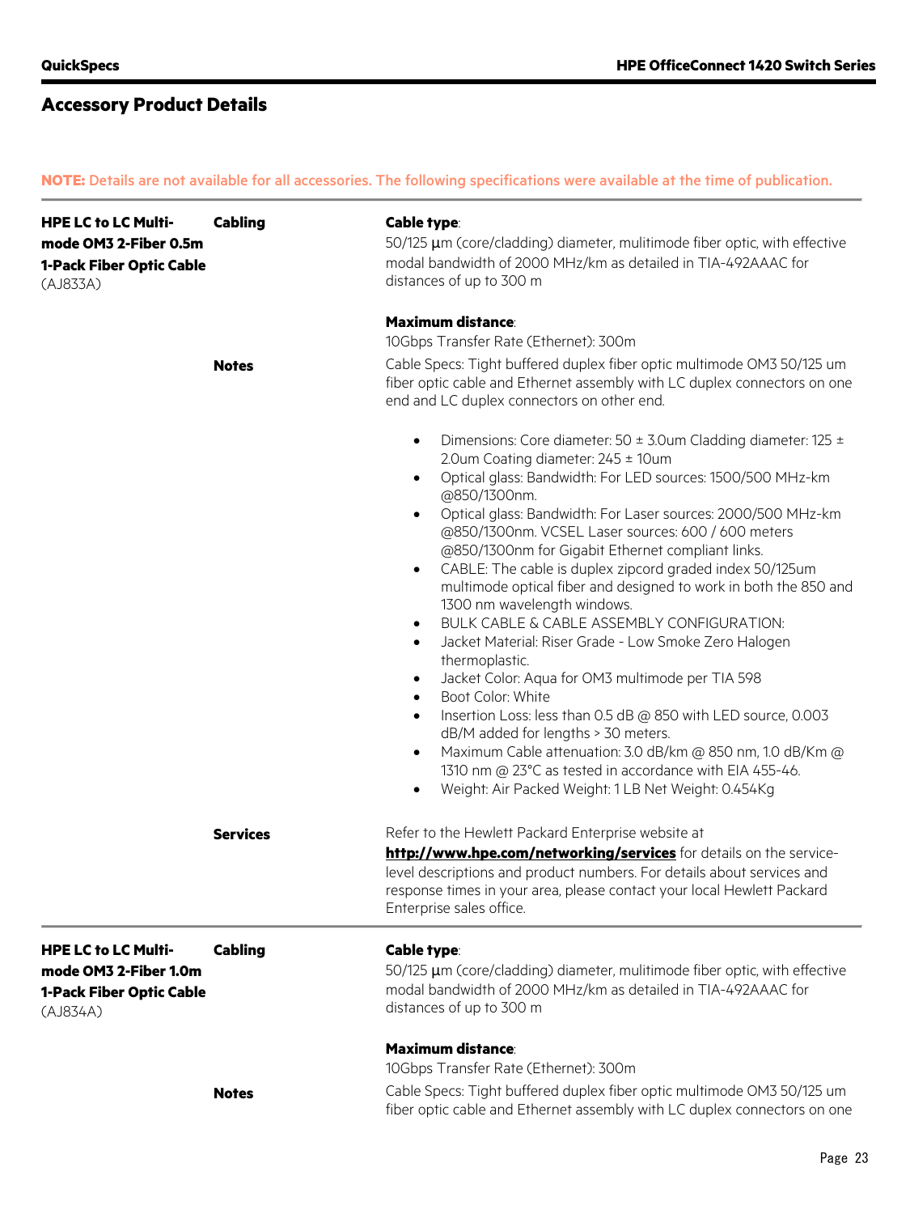## Accessory Product Details

**NOTE:** Details are not available for all accessories. The following specifications were available at the time of publication.

| | | |
|---|---|---|
| **HPE LC to LC Multi-mode OM3 2-Fiber 0.5m 1-Pack Fiber Optic Cable** (AJ833A) | **Cabling** | **Cable type**:<br>50/125 µm (core/cladding) diameter, mulitimode fiber optic, with effective modal bandwidth of 2000 MHz/km as detailed in TIA-492AAAC for distances of up to 300 m<br><br>**Maximum distance**:<br>10Gbps Transfer Rate (Ethernet): 300m |
| | **Notes** | Cable Specs: Tight buffered duplex fiber optic multimode OM3 50/125 um fiber optic cable and Ethernet assembly with LC duplex connectors on one end and LC duplex connectors on other end.<br><br>• Dimensions: Core diameter: 50 ± 3.0um Cladding diameter: 125 ± 2.0um Coating diameter: 245 ± 10um<br>• Optical glass: Bandwidth: For LED sources: 1500/500 MHz-km @850/1300nm.<br>• Optical glass: Bandwidth: For Laser sources: 2000/500 MHz-km @850/1300nm. VCSEL Laser sources: 600 / 600 meters @850/1300nm for Gigabit Ethernet compliant links.<br>• CABLE: The cable is duplex zipcord graded index 50/125um multimode optical fiber and designed to work in both the 850 and 1300 nm wavelength windows.<br>• BULK CABLE & CABLE ASSEMBLY CONFIGURATION:<br>• Jacket Material: Riser Grade - Low Smoke Zero Halogen thermoplastic.<br>• Jacket Color: Aqua for OM3 multimode per TIA 598<br>• Boot Color: White<br>• Insertion Loss: less than 0.5 dB @ 850 with LED source, 0.003 dB/M added for lengths > 30 meters.<br>• Maximum Cable attenuation: 3.0 dB/km @ 850 nm, 1.0 dB/Km @ 1310 nm @ 23°C as tested in accordance with EIA 455-46.<br>• Weight: Air Packed Weight: 1 LB Net Weight: 0.454Kg |
| | **Services** | Refer to the Hewlett Packard Enterprise website at **http://www.hpe.com/networking/services** for details on the service-level descriptions and product numbers. For details about services and response times in your area, please contact your local Hewlett Packard Enterprise sales office. |
| **HPE LC to LC Multi-mode OM3 2-Fiber 1.0m 1-Pack Fiber Optic Cable** (AJ834A) | **Cabling** | **Cable type**:<br>50/125 µm (core/cladding) diameter, mulitimode fiber optic, with effective modal bandwidth of 2000 MHz/km as detailed in TIA-492AAAC for distances of up to 300 m<br><br>**Maximum distance**:<br>10Gbps Transfer Rate (Ethernet): 300m |
| | **Notes** | Cable Specs: Tight buffered duplex fiber optic multimode OM3 50/125 um fiber optic cable and Ethernet assembly with LC duplex connectors on one |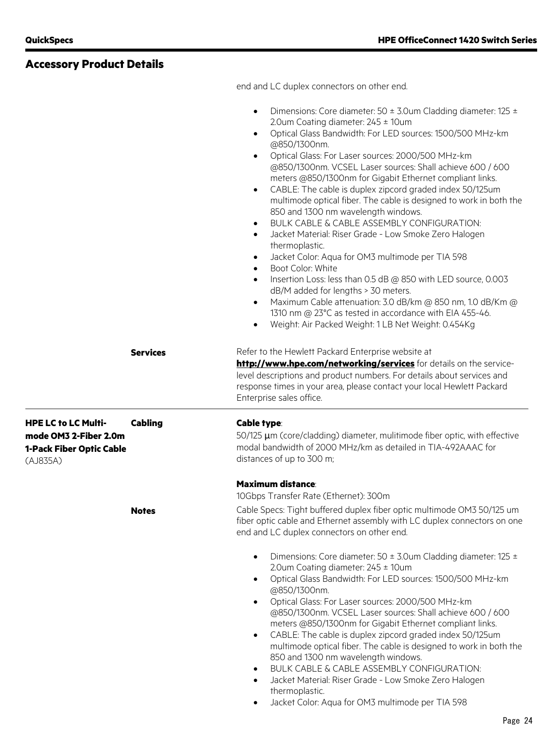## Accessory Product Details

end and LC duplex connectors on other end.

- Dimensions: Core diameter: 50 ± 3.0um Cladding diameter: 125 ± 2.0um Coating diameter: 245 ± 10um
- Optical Glass Bandwidth: For LED sources: 1500/500 MHz-km @850/1300nm.
- Optical Glass: For Laser sources: 2000/500 MHz-km @850/1300nm. VCSEL Laser sources: Shall achieve 600 / 600 meters @850/1300nm for Gigabit Ethernet compliant links.
- CABLE: The cable is duplex zipcord graded index 50/125um multimode optical fiber. The cable is designed to work in both the 850 and 1300 nm wavelength windows.
- BULK CABLE & CABLE ASSEMBLY CONFIGURATION:
- Jacket Material: Riser Grade - Low Smoke Zero Halogen thermoplastic.
- Jacket Color: Aqua for OM3 multimode per TIA 598
- Boot Color: White
- Insertion Loss: less than 0.5 dB @ 850 with LED source, 0.003 dB/M added for lengths > 30 meters.
- Maximum Cable attenuation: 3.0 dB/km @ 850 nm, 1.0 dB/Km @ 1310 nm @ 23°C as tested in accordance with EIA 455-46.
- Weight: Air Packed Weight: 1 LB Net Weight: 0.454Kg

**Services**

Refer to the Hewlett Packard Enterprise website at **http://www.hpe.com/networking/services** for details on the service-level descriptions and product numbers. For details about services and response times in your area, please contact your local Hewlett Packard Enterprise sales office.

---

### HPE LC to LC Multi-mode OM3 2-Fiber 2.0m 1-Pack Fiber Optic Cable (AJ835A)

**Cabling**

**Cable type**:
50/125 µm (core/cladding) diameter, mulitimode fiber optic, with effective modal bandwidth of 2000 MHz/km as detailed in TIA-492AAAC for distances of up to 300 m;

**Maximum distance**:
10Gbps Transfer Rate (Ethernet): 300m

**Notes**

Cable Specs: Tight buffered duplex fiber optic multimode OM3 50/125 um fiber optic cable and Ethernet assembly with LC duplex connectors on one end and LC duplex connectors on other end.

- Dimensions: Core diameter: 50 ± 3.0um Cladding diameter: 125 ± 2.0um Coating diameter: 245 ± 10um
- Optical Glass Bandwidth: For LED sources: 1500/500 MHz-km @850/1300nm.
- Optical Glass: For Laser sources: 2000/500 MHz-km @850/1300nm. VCSEL Laser sources: Shall achieve 600 / 600 meters @850/1300nm for Gigabit Ethernet compliant links.
- CABLE: The cable is duplex zipcord graded index 50/125um multimode optical fiber. The cable is designed to work in both the 850 and 1300 nm wavelength windows.
- BULK CABLE & CABLE ASSEMBLY CONFIGURATION:
- Jacket Material: Riser Grade - Low Smoke Zero Halogen thermoplastic.
- Jacket Color: Aqua for OM3 multimode per TIA 598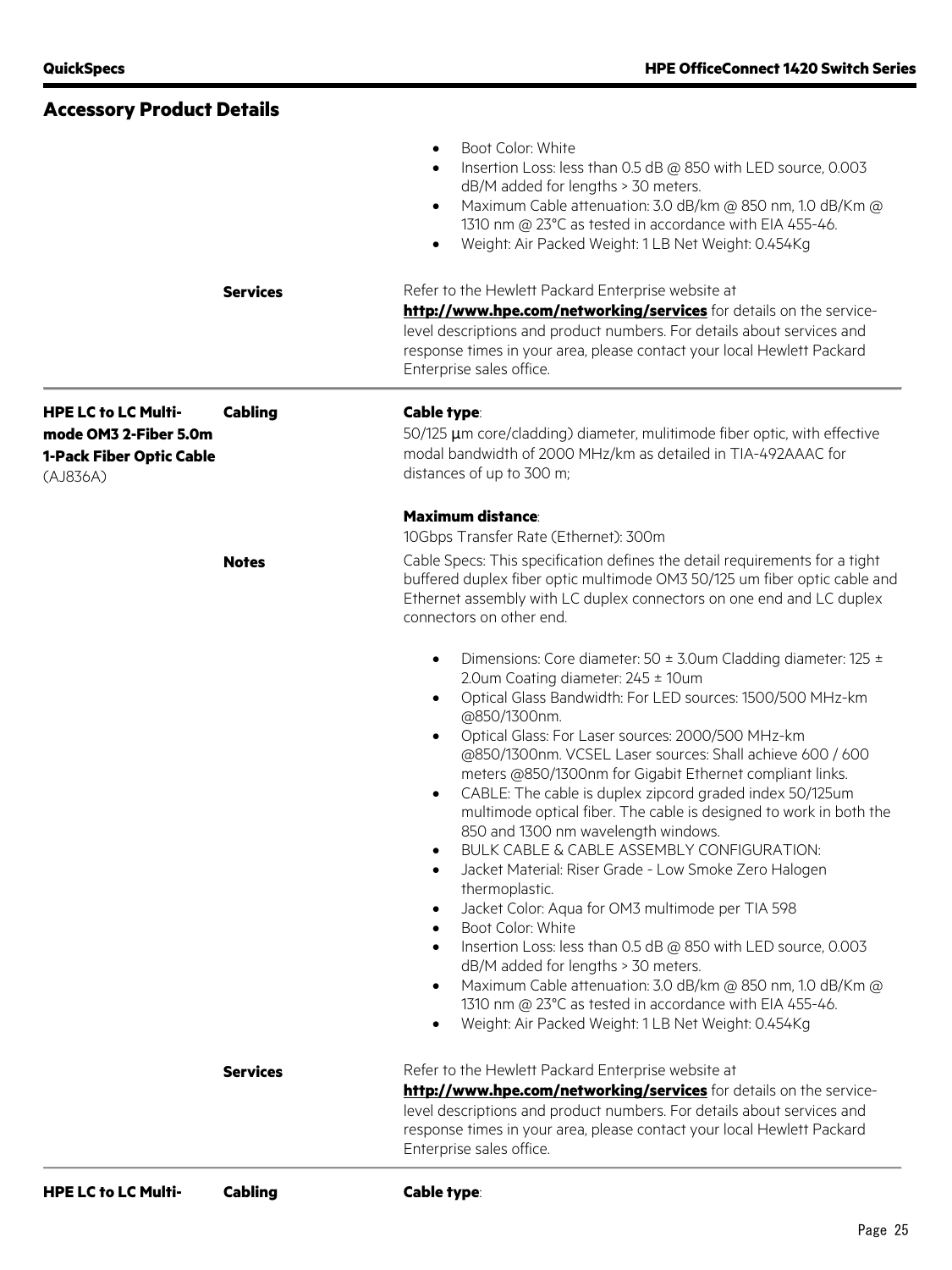## Accessory Product Details

- Boot Color: White
- Insertion Loss: less than 0.5 dB @ 850 with LED source, 0.003 dB/M added for lengths > 30 meters.
- Maximum Cable attenuation: 3.0 dB/km @ 850 nm, 1.0 dB/Km @ 1310 nm @ 23°C as tested in accordance with EIA 455-46.
- Weight: Air Packed Weight: 1 LB Net Weight: 0.454Kg

**Services**

Refer to the Hewlett Packard Enterprise website at **http://www.hpe.com/networking/services** for details on the service-level descriptions and product numbers. For details about services and response times in your area, please contact your local Hewlett Packard Enterprise sales office.

---

**HPE LC to LC Multi-mode OM3 2-Fiber 5.0m 1-Pack Fiber Optic Cable** (AJ836A)

**Cabling**

**Cable type**:
50/125 µm core/cladding) diameter, mulitimode fiber optic, with effective modal bandwidth of 2000 MHz/km as detailed in TIA-492AAAC for distances of up to 300 m;

**Maximum distance**:
10Gbps Transfer Rate (Ethernet): 300m

**Notes**

Cable Specs: This specification defines the detail requirements for a tight buffered duplex fiber optic multimode OM3 50/125 um fiber optic cable and Ethernet assembly with LC duplex connectors on one end and LC duplex connectors on other end.

- Dimensions: Core diameter: 50 ± 3.0um Cladding diameter: 125 ± 2.0um Coating diameter: 245 ± 10um
- Optical Glass Bandwidth: For LED sources: 1500/500 MHz-km @850/1300nm.
- Optical Glass: For Laser sources: 2000/500 MHz-km @850/1300nm. VCSEL Laser sources: Shall achieve 600 / 600 meters @850/1300nm for Gigabit Ethernet compliant links.
- CABLE: The cable is duplex zipcord graded index 50/125um multimode optical fiber. The cable is designed to work in both the 850 and 1300 nm wavelength windows.
- BULK CABLE & CABLE ASSEMBLY CONFIGURATION:
- Jacket Material: Riser Grade - Low Smoke Zero Halogen thermoplastic.
- Jacket Color: Aqua for OM3 multimode per TIA 598
- Boot Color: White
- Insertion Loss: less than 0.5 dB @ 850 with LED source, 0.003 dB/M added for lengths > 30 meters.
- Maximum Cable attenuation: 3.0 dB/km @ 850 nm, 1.0 dB/Km @ 1310 nm @ 23°C as tested in accordance with EIA 455-46.
- Weight: Air Packed Weight: 1 LB Net Weight: 0.454Kg

**Services**

Refer to the Hewlett Packard Enterprise website at **http://www.hpe.com/networking/services** for details on the service-level descriptions and product numbers. For details about services and response times in your area, please contact your local Hewlett Packard Enterprise sales office.

---

**HPE LC to LC Multi-**

**Cabling**

**Cable type**: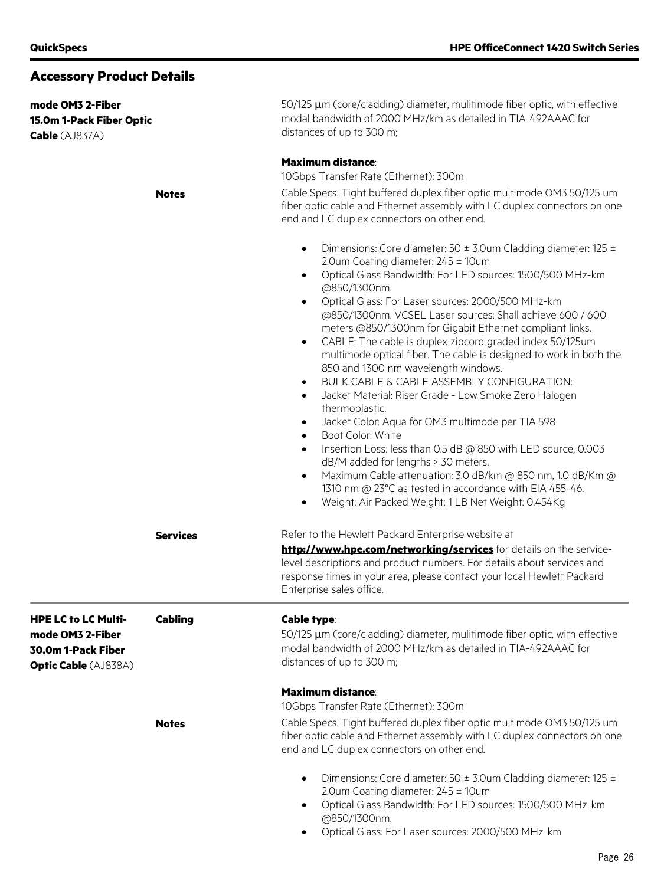## Accessory Product Details

**mode OM3 2-Fiber 15.0m 1-Pack Fiber Optic Cable** (AJ837A)

50/125 µm (core/cladding) diameter, mulitimode fiber optic, with effective modal bandwidth of 2000 MHz/km as detailed in TIA-492AAAC for distances of up to 300 m;

**Maximum distance**:
10Gbps Transfer Rate (Ethernet): 300m

**Notes**

Cable Specs: Tight buffered duplex fiber optic multimode OM3 50/125 um fiber optic cable and Ethernet assembly with LC duplex connectors on one end and LC duplex connectors on other end.

- Dimensions: Core diameter: 50 ± 3.0um Cladding diameter: 125 ± 2.0um Coating diameter: 245 ± 10um
- Optical Glass Bandwidth: For LED sources: 1500/500 MHz-km @850/1300nm.
- Optical Glass: For Laser sources: 2000/500 MHz-km @850/1300nm. VCSEL Laser sources: Shall achieve 600 / 600 meters @850/1300nm for Gigabit Ethernet compliant links.
- CABLE: The cable is duplex zipcord graded index 50/125um multimode optical fiber. The cable is designed to work in both the 850 and 1300 nm wavelength windows.
- BULK CABLE & CABLE ASSEMBLY CONFIGURATION:
- Jacket Material: Riser Grade - Low Smoke Zero Halogen thermoplastic.
- Jacket Color: Aqua for OM3 multimode per TIA 598
- Boot Color: White
- Insertion Loss: less than 0.5 dB @ 850 with LED source, 0.003 dB/M added for lengths > 30 meters.
- Maximum Cable attenuation: 3.0 dB/km @ 850 nm, 1.0 dB/Km @ 1310 nm @ 23°C as tested in accordance with EIA 455-46.
- Weight: Air Packed Weight: 1 LB Net Weight: 0.454Kg

**Services**

Refer to the Hewlett Packard Enterprise website at **http://www.hpe.com/networking/services** for details on the service-level descriptions and product numbers. For details about services and response times in your area, please contact your local Hewlett Packard Enterprise sales office.

---

**HPE LC to LC Multi-mode OM3 2-Fiber 30.0m 1-Pack Fiber Optic Cable** (AJ838A)

**Cabling**

**Cable type**:
50/125 µm (core/cladding) diameter, mulitimode fiber optic, with effective modal bandwidth of 2000 MHz/km as detailed in TIA-492AAAC for distances of up to 300 m;

**Maximum distance**:
10Gbps Transfer Rate (Ethernet): 300m

**Notes**

Cable Specs: Tight buffered duplex fiber optic multimode OM3 50/125 um fiber optic cable and Ethernet assembly with LC duplex connectors on one end and LC duplex connectors on other end.

- Dimensions: Core diameter: 50 ± 3.0um Cladding diameter: 125 ± 2.0um Coating diameter: 245 ± 10um
- Optical Glass Bandwidth: For LED sources: 1500/500 MHz-km @850/1300nm.
- Optical Glass: For Laser sources: 2000/500 MHz-km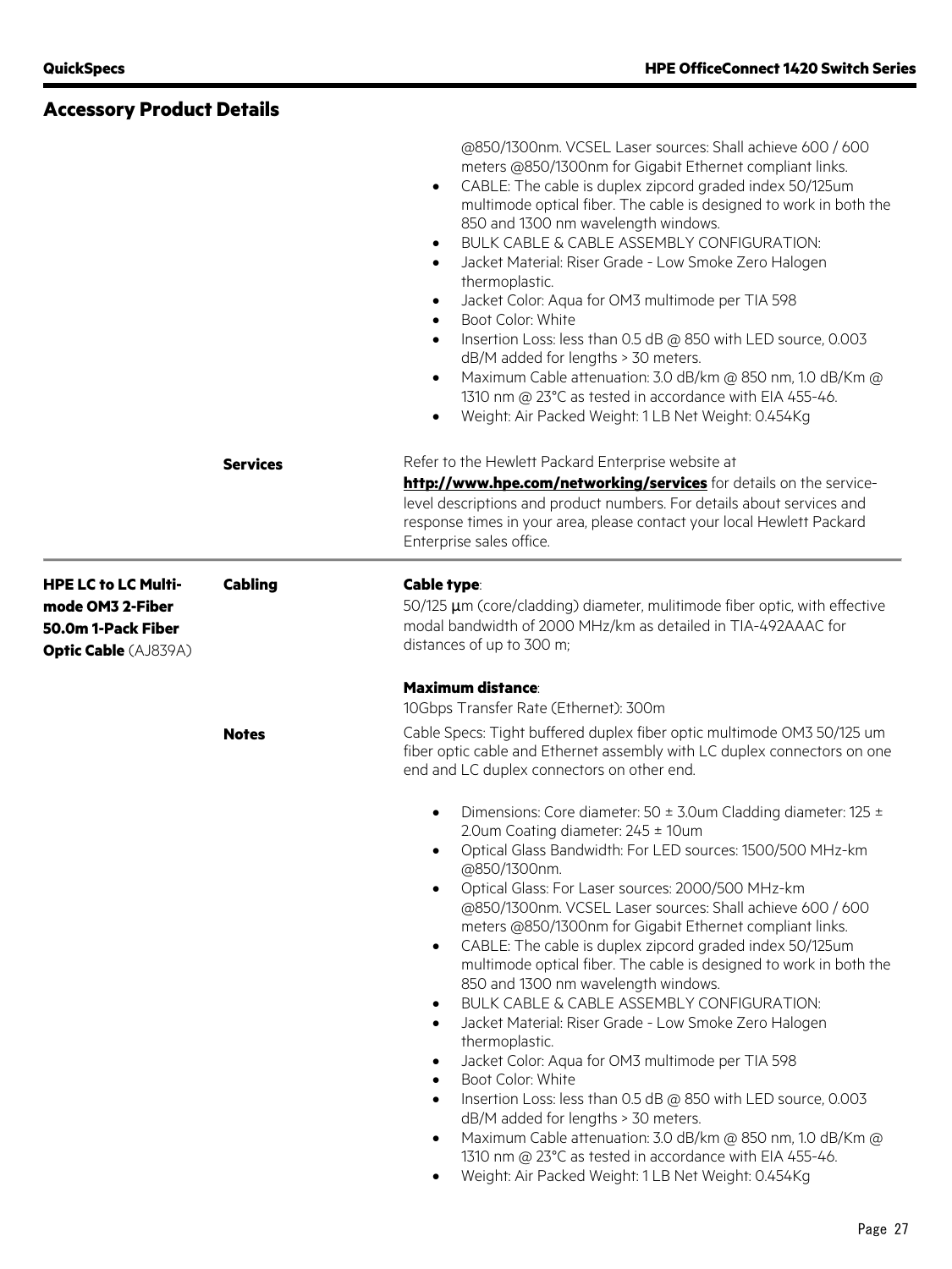## Accessory Product Details

@850/1300nm. VCSEL Laser sources: Shall achieve 600 / 600 meters @850/1300nm for Gigabit Ethernet compliant links.

- CABLE: The cable is duplex zipcord graded index 50/125um multimode optical fiber. The cable is designed to work in both the 850 and 1300 nm wavelength windows.
- BULK CABLE & CABLE ASSEMBLY CONFIGURATION:
- Jacket Material: Riser Grade - Low Smoke Zero Halogen thermoplastic.
- Jacket Color: Aqua for OM3 multimode per TIA 598
- Boot Color: White
- Insertion Loss: less than 0.5 dB @ 850 with LED source, 0.003 dB/M added for lengths > 30 meters.
- Maximum Cable attenuation: 3.0 dB/km @ 850 nm, 1.0 dB/Km @ 1310 nm @ 23°C as tested in accordance with EIA 455-46.
- Weight: Air Packed Weight: 1 LB Net Weight: 0.454Kg

**Services**

Refer to the Hewlett Packard Enterprise website at **http://www.hpe.com/networking/services** for details on the service-level descriptions and product numbers. For details about services and response times in your area, please contact your local Hewlett Packard Enterprise sales office.

---

### HPE LC to LC Multi-mode OM3 2-Fiber 50.0m 1-Pack Fiber Optic Cable (AJ839A)

**Cabling**

**Cable type**:
50/125 µm (core/cladding) diameter, mulitimode fiber optic, with effective modal bandwidth of 2000 MHz/km as detailed in TIA-492AAAC for distances of up to 300 m;

**Maximum distance**:
10Gbps Transfer Rate (Ethernet): 300m

**Notes**

Cable Specs: Tight buffered duplex fiber optic multimode OM3 50/125 um fiber optic cable and Ethernet assembly with LC duplex connectors on one end and LC duplex connectors on other end.

- Dimensions: Core diameter: 50 ± 3.0um Cladding diameter: 125 ± 2.0um Coating diameter: 245 ± 10um
- Optical Glass Bandwidth: For LED sources: 1500/500 MHz-km @850/1300nm.
- Optical Glass: For Laser sources: 2000/500 MHz-km @850/1300nm. VCSEL Laser sources: Shall achieve 600 / 600 meters @850/1300nm for Gigabit Ethernet compliant links.
- CABLE: The cable is duplex zipcord graded index 50/125um multimode optical fiber. The cable is designed to work in both the 850 and 1300 nm wavelength windows.
- BULK CABLE & CABLE ASSEMBLY CONFIGURATION:
- Jacket Material: Riser Grade - Low Smoke Zero Halogen thermoplastic.
- Jacket Color: Aqua for OM3 multimode per TIA 598
- Boot Color: White
- Insertion Loss: less than 0.5 dB @ 850 with LED source, 0.003 dB/M added for lengths > 30 meters.
- Maximum Cable attenuation: 3.0 dB/km @ 850 nm, 1.0 dB/Km @ 1310 nm @ 23°C as tested in accordance with EIA 455-46.
- Weight: Air Packed Weight: 1 LB Net Weight: 0.454Kg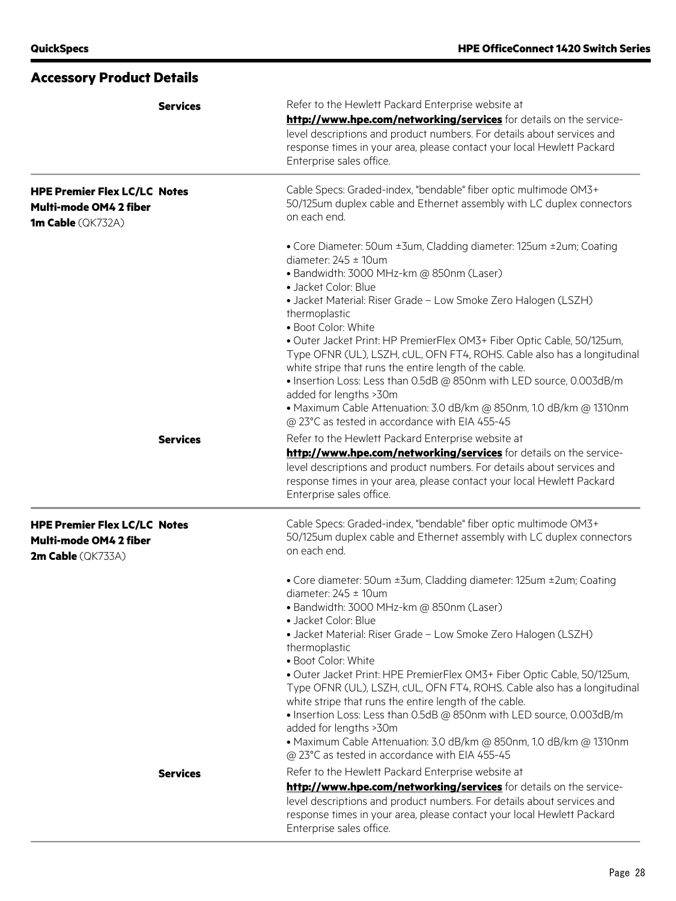## Accessory Product Details

**Services**

Refer to the Hewlett Packard Enterprise website at **http://www.hpe.com/networking/services** for details on the service-level descriptions and product numbers. For details about services and response times in your area, please contact your local Hewlett Packard Enterprise sales office.

---

### HPE Premier Flex LC/LC Multi-mode OM4 2 fiber 1m Cable (QK732A)

**Notes**

Cable Specs: Graded-index, "bendable" fiber optic multimode OM3+ 50/125um duplex cable and Ethernet assembly with LC duplex connectors on each end.

- Core Diameter: 50um ±3um, Cladding diameter: 125um ±2um; Coating diameter: 245 ± 10um
- Bandwidth: 3000 MHz-km @ 850nm (Laser)
- Jacket Color: Blue
- Jacket Material: Riser Grade – Low Smoke Zero Halogen (LSZH) thermoplastic
- Boot Color: White
- Outer Jacket Print: HP PremierFlex OM3+ Fiber Optic Cable, 50/125um, Type OFNR (UL), LSZH, cUL, OFN FT4, ROHS. Cable also has a longitudinal white stripe that runs the entire length of the cable.
- Insertion Loss: Less than 0.5dB @ 850nm with LED source, 0.003dB/m added for lengths >30m
- Maximum Cable Attenuation: 3.0 dB/km @ 850nm, 1.0 dB/km @ 1310nm @ 23°C as tested in accordance with EIA 455-45

**Services**

Refer to the Hewlett Packard Enterprise website at **http://www.hpe.com/networking/services** for details on the service-level descriptions and product numbers. For details about services and response times in your area, please contact your local Hewlett Packard Enterprise sales office.

---

### HPE Premier Flex LC/LC Multi-mode OM4 2 fiber 2m Cable (QK733A)

**Notes**

Cable Specs: Graded-index, "bendable" fiber optic multimode OM3+ 50/125um duplex cable and Ethernet assembly with LC duplex connectors on each end.

- Core diameter: 50um ±3um, Cladding diameter: 125um ±2um; Coating diameter: 245 ± 10um
- Bandwidth: 3000 MHz-km @ 850nm (Laser)
- Jacket Color: Blue
- Jacket Material: Riser Grade – Low Smoke Zero Halogen (LSZH) thermoplastic
- Boot Color: White
- Outer Jacket Print: HPE PremierFlex OM3+ Fiber Optic Cable, 50/125um, Type OFNR (UL), LSZH, cUL, OFN FT4, ROHS. Cable also has a longitudinal white stripe that runs the entire length of the cable.
- Insertion Loss: Less than 0.5dB @ 850nm with LED source, 0.003dB/m added for lengths >30m
- Maximum Cable Attenuation: 3.0 dB/km @ 850nm, 1.0 dB/km @ 1310nm @ 23°C as tested in accordance with EIA 455-45

**Services**

Refer to the Hewlett Packard Enterprise website at **http://www.hpe.com/networking/services** for details on the service-level descriptions and product numbers. For details about services and response times in your area, please contact your local Hewlett Packard Enterprise sales office.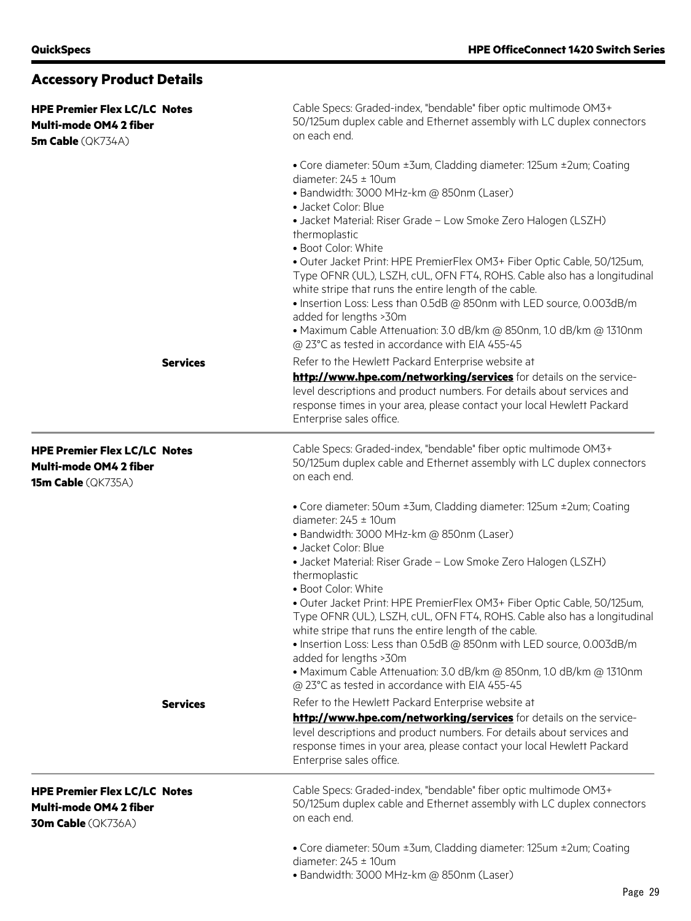## Accessory Product Details

### HPE Premier Flex LC/LC Multi-mode OM4 2 fiber 5m Cable (QK734A)

**Notes**

Cable Specs: Graded-index, "bendable" fiber optic multimode OM3+ 50/125um duplex cable and Ethernet assembly with LC duplex connectors on each end.

- Core diameter: 50um ±3um, Cladding diameter: 125um ±2um; Coating diameter: 245 ± 10um
- Bandwidth: 3000 MHz-km @ 850nm (Laser)
- Jacket Color: Blue
- Jacket Material: Riser Grade – Low Smoke Zero Halogen (LSZH) thermoplastic
- Boot Color: White
- Outer Jacket Print: HPE PremierFlex OM3+ Fiber Optic Cable, 50/125um, Type OFNR (UL), LSZH, cUL, OFN FT4, ROHS. Cable also has a longitudinal white stripe that runs the entire length of the cable.
- Insertion Loss: Less than 0.5dB @ 850nm with LED source, 0.003dB/m added for lengths >30m
- Maximum Cable Attenuation: 3.0 dB/km @ 850nm, 1.0 dB/km @ 1310nm @ 23°C as tested in accordance with EIA 455-45

**Services**

Refer to the Hewlett Packard Enterprise website at **http://www.hpe.com/networking/services** for details on the service-level descriptions and product numbers. For details about services and response times in your area, please contact your local Hewlett Packard Enterprise sales office.

### HPE Premier Flex LC/LC Multi-mode OM4 2 fiber 15m Cable (QK735A)

**Notes**

Cable Specs: Graded-index, "bendable" fiber optic multimode OM3+ 50/125um duplex cable and Ethernet assembly with LC duplex connectors on each end.

- Core diameter: 50um ±3um, Cladding diameter: 125um ±2um; Coating diameter: 245 ± 10um
- Bandwidth: 3000 MHz-km @ 850nm (Laser)
- Jacket Color: Blue
- Jacket Material: Riser Grade – Low Smoke Zero Halogen (LSZH) thermoplastic
- Boot Color: White
- Outer Jacket Print: HPE PremierFlex OM3+ Fiber Optic Cable, 50/125um, Type OFNR (UL), LSZH, cUL, OFN FT4, ROHS. Cable also has a longitudinal white stripe that runs the entire length of the cable.
- Insertion Loss: Less than 0.5dB @ 850nm with LED source, 0.003dB/m added for lengths >30m
- Maximum Cable Attenuation: 3.0 dB/km @ 850nm, 1.0 dB/km @ 1310nm @ 23°C as tested in accordance with EIA 455-45

**Services**

Refer to the Hewlett Packard Enterprise website at **http://www.hpe.com/networking/services** for details on the service-level descriptions and product numbers. For details about services and response times in your area, please contact your local Hewlett Packard Enterprise sales office.

### HPE Premier Flex LC/LC Multi-mode OM4 2 fiber 30m Cable (QK736A)

**Notes**

Cable Specs: Graded-index, "bendable" fiber optic multimode OM3+ 50/125um duplex cable and Ethernet assembly with LC duplex connectors on each end.

- Core diameter: 50um ±3um, Cladding diameter: 125um ±2um; Coating diameter: 245 ± 10um
- Bandwidth: 3000 MHz-km @ 850nm (Laser)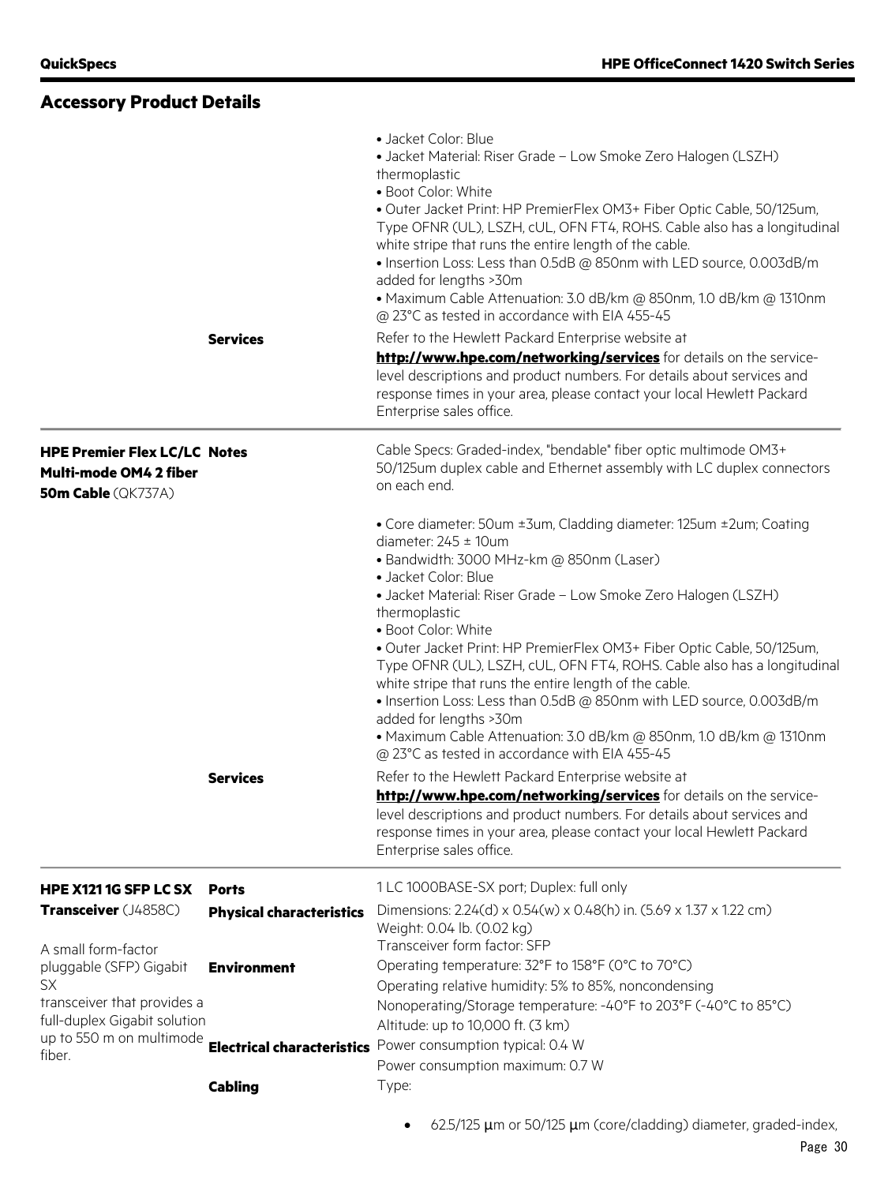## Accessory Product Details

| | | |
|---|---|---|
| | | • Jacket Color: Blue<br>• Jacket Material: Riser Grade – Low Smoke Zero Halogen (LSZH) thermoplastic<br>• Boot Color: White<br>• Outer Jacket Print: HP PremierFlex OM3+ Fiber Optic Cable, 50/125um, Type OFNR (UL), LSZH, cUL, OFN FT4, ROHS. Cable also has a longitudinal white stripe that runs the entire length of the cable.<br>• Insertion Loss: Less than 0.5dB @ 850nm with LED source, 0.003dB/m added for lengths >30m<br>• Maximum Cable Attenuation: 3.0 dB/km @ 850nm, 1.0 dB/km @ 1310nm @ 23°C as tested in accordance with EIA 455-45 |
| | **Services** | Refer to the Hewlett Packard Enterprise website at **http://www.hpe.com/networking/services** for details on the service-level descriptions and product numbers. For details about services and response times in your area, please contact your local Hewlett Packard Enterprise sales office. |
| **HPE Premier Flex LC/LC Multi-mode OM4 2 fiber 50m Cable** (QK737A) | **Notes** | Cable Specs: Graded-index, "bendable" fiber optic multimode OM3+ 50/125um duplex cable and Ethernet assembly with LC duplex connectors on each end.<br><br>• Core diameter: 50um ±3um, Cladding diameter: 125um ±2um; Coating diameter: 245 ± 10um<br>• Bandwidth: 3000 MHz-km @ 850nm (Laser)<br>• Jacket Color: Blue<br>• Jacket Material: Riser Grade – Low Smoke Zero Halogen (LSZH) thermoplastic<br>• Boot Color: White<br>• Outer Jacket Print: HP PremierFlex OM3+ Fiber Optic Cable, 50/125um, Type OFNR (UL), LSZH, cUL, OFN FT4, ROHS. Cable also has a longitudinal white stripe that runs the entire length of the cable.<br>• Insertion Loss: Less than 0.5dB @ 850nm with LED source, 0.003dB/m added for lengths >30m<br>• Maximum Cable Attenuation: 3.0 dB/km @ 850nm, 1.0 dB/km @ 1310nm @ 23°C as tested in accordance with EIA 455-45 |
| | **Services** | Refer to the Hewlett Packard Enterprise website at **http://www.hpe.com/networking/services** for details on the service-level descriptions and product numbers. For details about services and response times in your area, please contact your local Hewlett Packard Enterprise sales office. |
| **HPE X121 1G SFP LC SX Transceiver** (J4858C)<br><br>A small form-factor pluggable (SFP) Gigabit SX transceiver that provides a full-duplex Gigabit solution up to 550 m on multimode fiber. | **Ports** | 1 LC 1000BASE-SX port; Duplex: full only |
| | **Physical characteristics** | Dimensions: 2.24(d) x 0.54(w) x 0.48(h) in. (5.69 x 1.37 x 1.22 cm)<br>Weight: 0.04 lb. (0.02 kg)<br>Transceiver form factor: SFP |
| | **Environment** | Operating temperature: 32°F to 158°F (0°C to 70°C)<br>Operating relative humidity: 5% to 85%, noncondensing<br>Nonoperating/Storage temperature: -40°F to 203°F (-40°C to 85°C)<br>Altitude: up to 10,000 ft. (3 km) |
| | **Electrical characteristics** | Power consumption typical: 0.4 W<br>Power consumption maximum: 0.7 W |
| | **Cabling** | Type:<br><br>• 62.5/125 µm or 50/125 µm (core/cladding) diameter, graded-index, |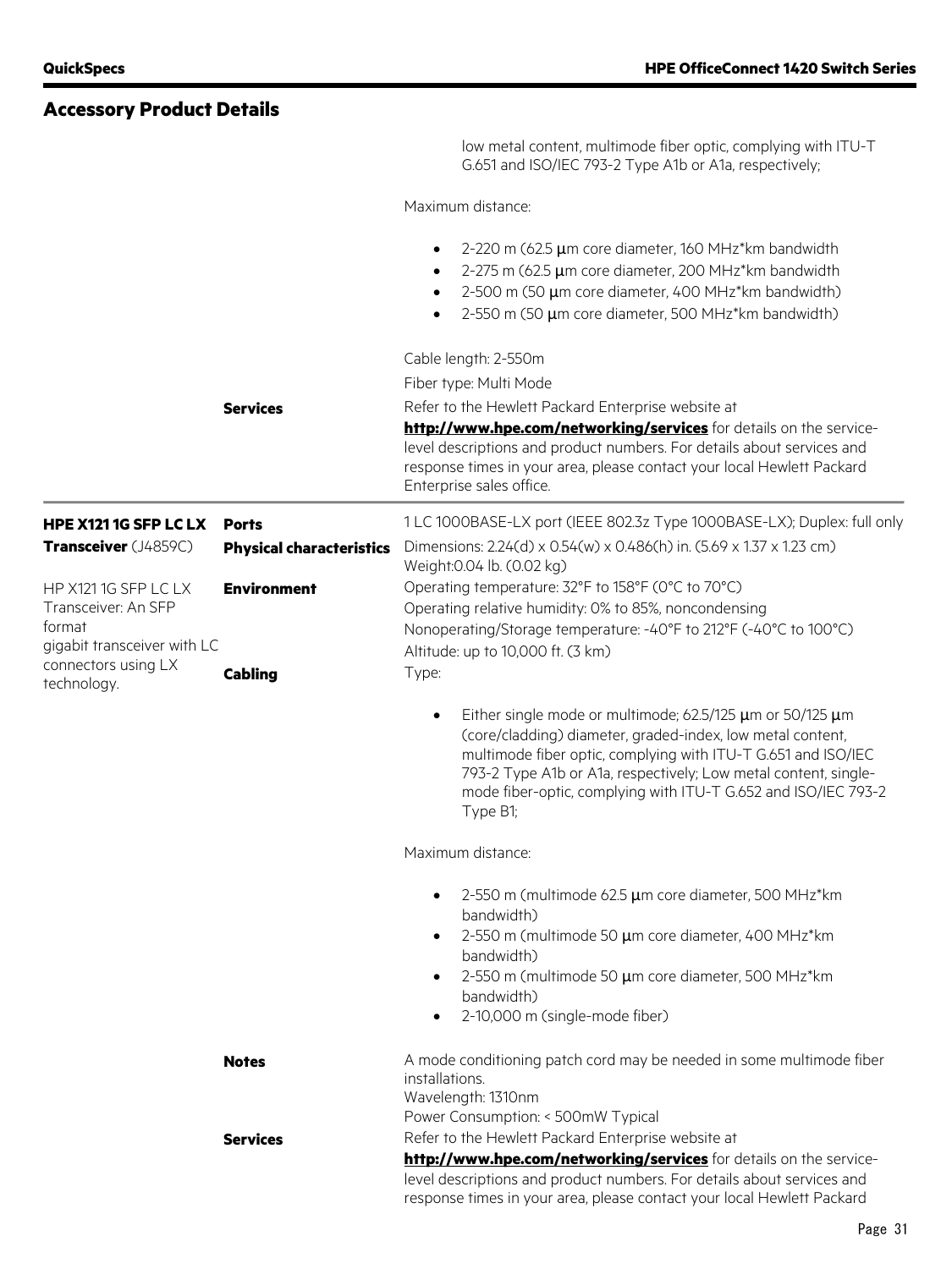## Accessory Product Details

low metal content, multimode fiber optic, complying with ITU-T G.651 and ISO/IEC 793-2 Type A1b or A1a, respectively;

Maximum distance:

- 2-220 m (62.5 µm core diameter, 160 MHz*km bandwidth
- 2-275 m (62.5 µm core diameter, 200 MHz*km bandwidth
- 2-500 m (50 µm core diameter, 400 MHz*km bandwidth)
- 2-550 m (50 µm core diameter, 500 MHz*km bandwidth)

Cable length: 2-550m

Fiber type: Multi Mode

**Services**

Refer to the Hewlett Packard Enterprise website at **http://www.hpe.com/networking/services** for details on the service-level descriptions and product numbers. For details about services and response times in your area, please contact your local Hewlett Packard Enterprise sales office.

---

### HPE X121 1G SFP LC LX Transceiver (J4859C)

HP X121 1G SFP LC LX Transceiver: An SFP format gigabit transceiver with LC connectors using LX technology.

**Ports**

1 LC 1000BASE-LX port (IEEE 802.3z Type 1000BASE-LX); Duplex: full only

**Physical characteristics**

Dimensions: 2.24(d) x 0.54(w) x 0.486(h) in. (5.69 x 1.37 x 1.23 cm)
Weight:0.04 lb. (0.02 kg)

**Environment**

Operating temperature: 32°F to 158°F (0°C to 70°C)
Operating relative humidity: 0% to 85%, noncondensing
Nonoperating/Storage temperature: -40°F to 212°F (-40°C to 100°C)
Altitude: up to 10,000 ft. (3 km)

**Cabling**

Type:

- Either single mode or multimode; 62.5/125 µm or 50/125 µm (core/cladding) diameter, graded-index, low metal content, multimode fiber optic, complying with ITU-T G.651 and ISO/IEC 793-2 Type A1b or A1a, respectively; Low metal content, single-mode fiber-optic, complying with ITU-T G.652 and ISO/IEC 793-2 Type B1;

Maximum distance:

- 2-550 m (multimode 62.5 µm core diameter, 500 MHz*km bandwidth)
- 2-550 m (multimode 50 µm core diameter, 400 MHz*km bandwidth)
- 2-550 m (multimode 50 µm core diameter, 500 MHz*km bandwidth)
- 2-10,000 m (single-mode fiber)

**Notes**

A mode conditioning patch cord may be needed in some multimode fiber installations.
Wavelength: 1310nm
Power Consumption: < 500mW Typical

**Services**

Refer to the Hewlett Packard Enterprise website at **http://www.hpe.com/networking/services** for details on the service-level descriptions and product numbers. For details about services and response times in your area, please contact your local Hewlett Packard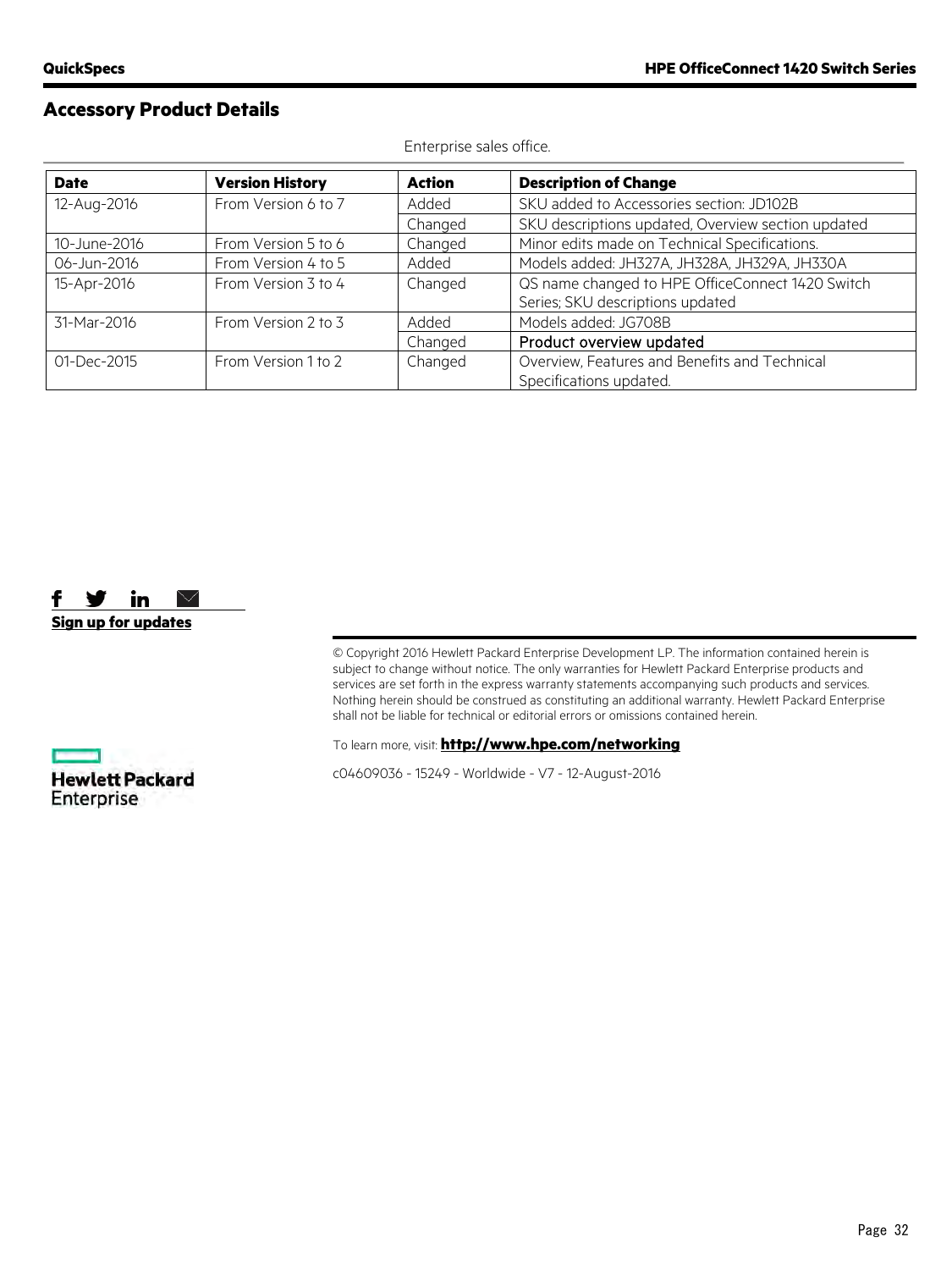## Accessory Product Details

Enterprise sales office.

| Date | Version History | Action | Description of Change |
|---|---|---|---|
| 12-Aug-2016 | From Version 6 to 7 | Added | SKU added to Accessories section: JD102B |
| | | Changed | SKU descriptions updated, Overview section updated |
| 10-June-2016 | From Version 5 to 6 | Changed | Minor edits made on Technical Specifications. |
| 06-Jun-2016 | From Version 4 to 5 | Added | Models added: JH327A, JH328A, JH329A, JH330A |
| 15-Apr-2016 | From Version 3 to 4 | Changed | QS name changed to HPE OfficeConnect 1420 Switch Series; SKU descriptions updated |
| 31-Mar-2016 | From Version 2 to 3 | Added | Models added: JG708B |
| | | Changed | Product overview updated |
| 01-Dec-2015 | From Version 1 to 2 | Changed | Overview, Features and Benefits and Technical Specifications updated. |

**Sign up for updates**

© Copyright 2016 Hewlett Packard Enterprise Development LP. The information contained herein is subject to change without notice. The only warranties for Hewlett Packard Enterprise products and services are set forth in the express warranty statements accompanying such products and services. Nothing herein should be construed as constituting an additional warranty. Hewlett Packard Enterprise shall not be liable for technical or editorial errors or omissions contained herein.

To learn more, visit: **http://www.hpe.com/networking**

c04609036 - 15249 - Worldwide - V7 - 12-August-2016

Hewlett Packard Enterprise